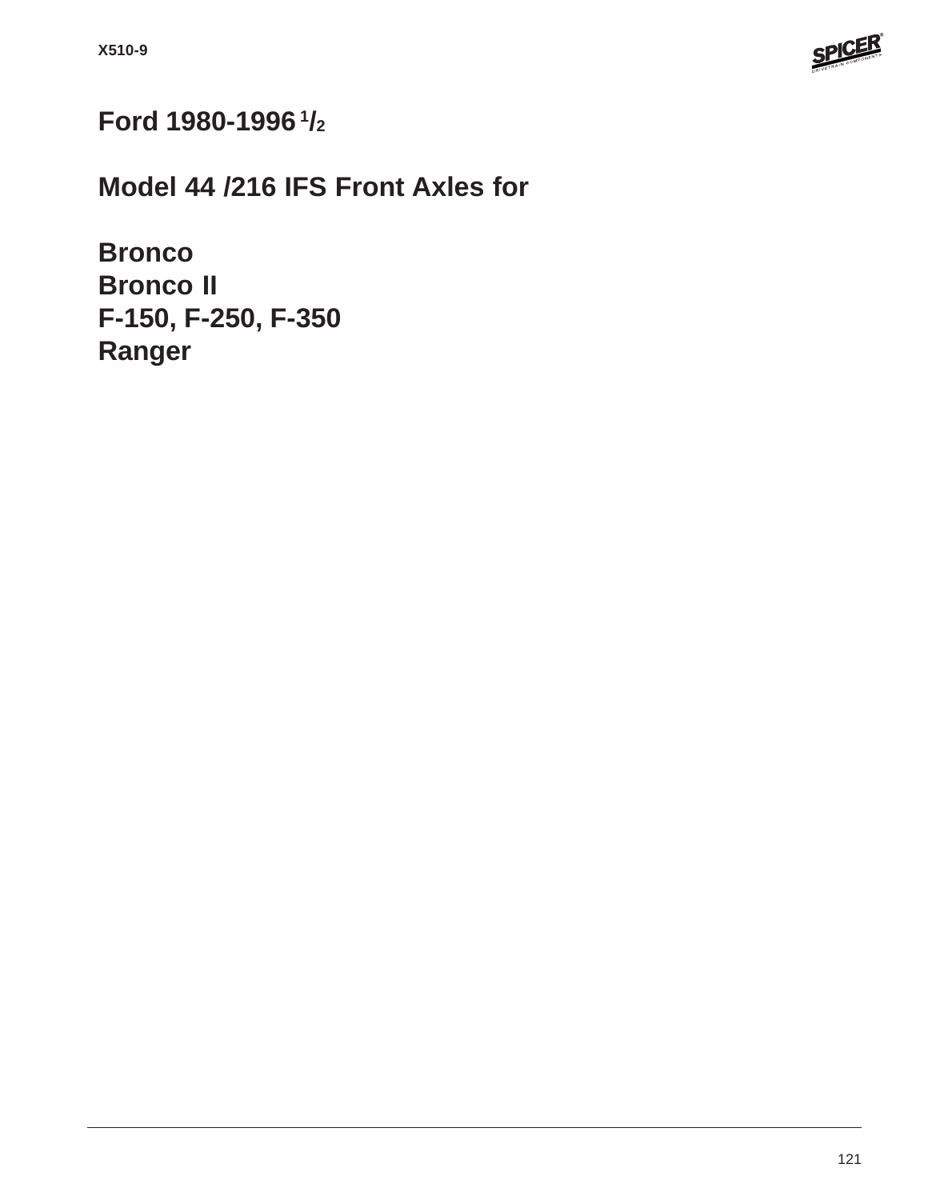# Ford 1980-1996 1/2

## Model 44 /216 IFS Front Axles for

**Bronco**
**Bronco II**
**F-150, F-250, F-350**
**Ranger**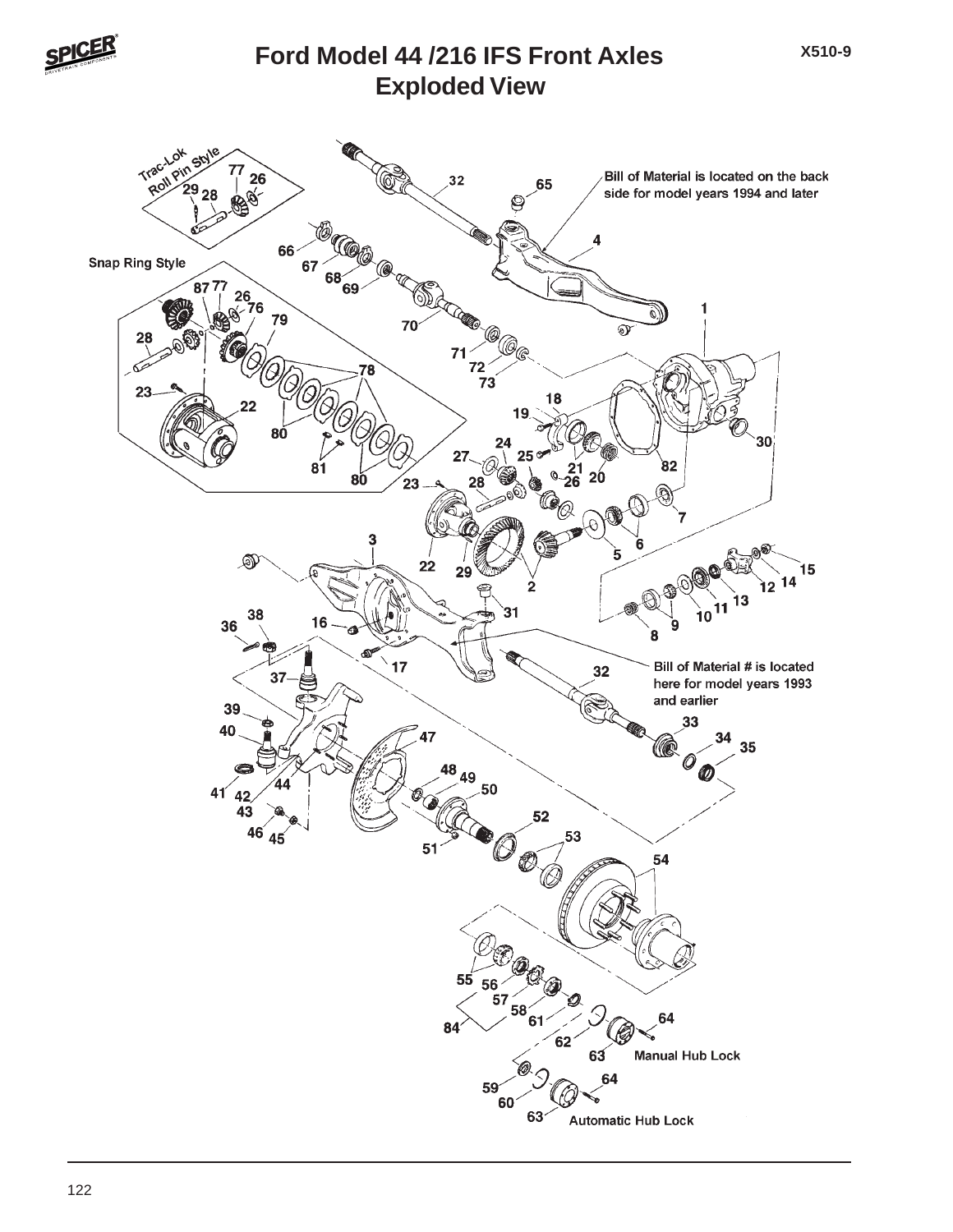# Ford Model 44 /216 IFS Front Axles
## Exploded View

X510-9

Trac-Lok Roll Pin Style

Snap Ring Style

Bill of Material is located on the back side for model years 1994 and later

Bill of Material # is located here for model years 1993 and earlier

Manual Hub Lock

Automatic Hub Lock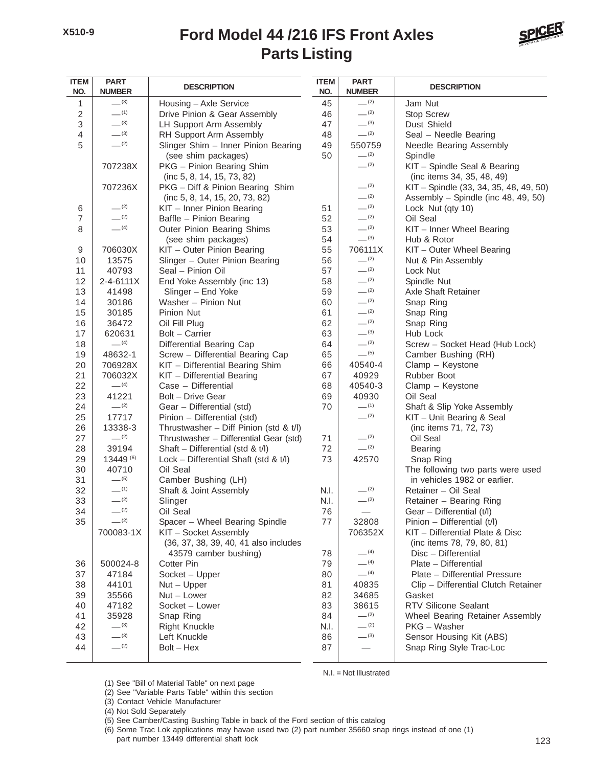# Ford Model 44 /216 IFS Front Axles
## Parts Listing

| ITEM NO. | PART NUMBER | DESCRIPTION |
|---|---|---|
| 1 | — (3) | Housing – Axle Service |
| 2 | — (1) | Drive Pinion & Gear Assembly |
| 3 | — (3) | LH Support Arm Assembly |
| 4 | — (3) | RH Support Arm Assembly |
| 5 | — (2) | Slinger Shim – Inner Pinion Bearing (see shim packages) |
| | 707238X | PKG – Pinion Bearing Shim (inc 5, 8, 14, 15, 73, 82) |
| | 707236X | PKG – Diff & Pinion Bearing Shim (inc 5, 8, 14, 15, 20, 73, 82) |
| 6 | — (2) | KIT – Inner Pinion Bearing |
| 7 | — (2) | Baffle – Pinion Bearing |
| 8 | — (4) | Outer Pinion Bearing Shims (see shim packages) |
| 9 | 706030X | KIT – Outer Pinion Bearing |
| 10 | 13575 | Slinger – Outer Pinion Bearing |
| 11 | 40793 | Seal – Pinion Oil |
| 12 | 2-4-6111X | End Yoke Assembly (inc 13) |
| 13 | 41498 | Slinger – End Yoke |
| 14 | 30186 | Washer – Pinion Nut |
| 15 | 30185 | Pinion Nut |
| 16 | 36472 | Oil Fill Plug |
| 17 | 620631 | Bolt – Carrier |
| 18 | — (4) | Differential Bearing Cap |
| 19 | 48632-1 | Screw – Differential Bearing Cap |
| 20 | 706928X | KIT – Differential Bearing Shim |
| 21 | 706032X | KIT – Differential Bearing |
| 22 | — (4) | Case – Differential |
| 23 | 41221 | Bolt – Drive Gear |
| 24 | — (2) | Gear – Differential (std) |
| 25 | 17717 | Pinion – Differential (std) |
| 26 | 13338-3 | Thrustwasher – Diff Pinion (std & t/l) |
| 27 | — (2) | Thrustwasher – Differential Gear (std) |
| 28 | 39194 | Shaft – Differential (std & t/l) |
| 29 | 13449 (6) | Lock – Differential Shaft (std & t/l) |
| 30 | 40710 | Oil Seal |
| 31 | — (5) | Camber Bushing (LH) |
| 32 | — (1) | Shaft & Joint Assembly |
| 33 | — (2) | Slinger |
| 34 | — (2) | Oil Seal |
| 35 | — (2) | Spacer – Wheel Bearing Spindle |
| | 700083-1X | KIT – Socket Assembly (36, 37, 38, 39, 40, 41 also includes 43579 camber bushing) |
| 36 | 500024-8 | Cotter Pin |
| 37 | 47184 | Socket – Upper |
| 38 | 44101 | Nut – Upper |
| 39 | 35566 | Nut – Lower |
| 40 | 47182 | Socket – Lower |
| 41 | 35928 | Snap Ring |
| 42 | — (3) | Right Knuckle |
| 43 | — (3) | Left Knuckle |
| 44 | — (2) | Bolt – Hex |
| 45 | — (2) | Jam Nut |
| 46 | — (2) | Stop Screw |
| 47 | — (3) | Dust Shield |
| 48 | — (2) | Seal – Needle Bearing |
| 49 | 550759 | Needle Bearing Assembly |
| 50 | — (2) | Spindle |
| | — (2) | KIT – Spindle Seal & Bearing (inc items 34, 35, 48, 49) |
| | — (2) | KIT – Spindle (33, 34, 35, 48, 49, 50) |
| | — (2) | Assembly – Spindle (inc 48, 49, 50) |
| 51 | — (2) | Lock Nut (qty 10) |
| 52 | — (2) | Oil Seal |
| 53 | — (2) | KIT – Inner Wheel Bearing |
| 54 | — (3) | Hub & Rotor |
| 55 | 706111X | KIT – Outer Wheel Bearing |
| 56 | — (2) | Nut & Pin Assembly |
| 57 | — (2) | Lock Nut |
| 58 | — (2) | Spindle Nut |
| 59 | — (2) | Axle Shaft Retainer |
| 60 | — (2) | Snap Ring |
| 61 | — (2) | Snap Ring |
| 62 | — (2) | Snap Ring |
| 63 | — (3) | Hub Lock |
| 64 | — (2) | Screw – Socket Head (Hub Lock) |
| 65 | — (5) | Camber Bushing (RH) |
| 66 | 40540-4 | Clamp – Keystone |
| 67 | 40929 | Rubber Boot |
| 68 | 40540-3 | Clamp – Keystone |
| 69 | 40930 | Oil Seal |
| 70 | — (1) | Shaft & Slip Yoke Assembly |
| | — (2) | KIT – Unit Bearing & Seal (inc items 71, 72, 73) |
| 71 | — (2) | Oil Seal |
| 72 | — (2) | Bearing |
| 73 | 42570 | Snap Ring |
| | | The following two parts were used in vehicles 1982 or earlier. |
| N.I. | — (2) | Retainer – Oil Seal |
| N.I. | — (2) | Retainer – Bearing Ring |
| 76 | — | Gear – Differential (t/l) |
| 77 | 32808 | Pinion – Differential (t/l) |
| | 706352X | KIT – Differential Plate & Disc (inc items 78, 79, 80, 81) |
| 78 | — (4) | Disc – Differential |
| 79 | — (4) | Plate – Differential |
| 80 | — (4) | Plate – Differential Pressure |
| 81 | 40835 | Clip – Differential Clutch Retainer |
| 82 | 34685 | Gasket |
| 83 | 38615 | RTV Silicone Sealant |
| 84 | — (2) | Wheel Bearing Retainer Assembly |
| N.I. | — (2) | PKG – Washer |
| 86 | — (3) | Sensor Housing Kit (ABS) |
| 87 | — | Snap Ring Style Trac-Loc |

N.I. = Not Illustrated

(1) See "Bill of Material Table" on next page
(2) See "Variable Parts Table" within this section
(3) Contact Vehicle Manufacturer
(4) Not Sold Separately
(5) See Camber/Casting Bushing Table in back of the Ford section of this catalog
(6) Some Trac Lok applications may havae used two (2) part number 35660 snap rings instead of one (1) part number 13449 differential shaft lock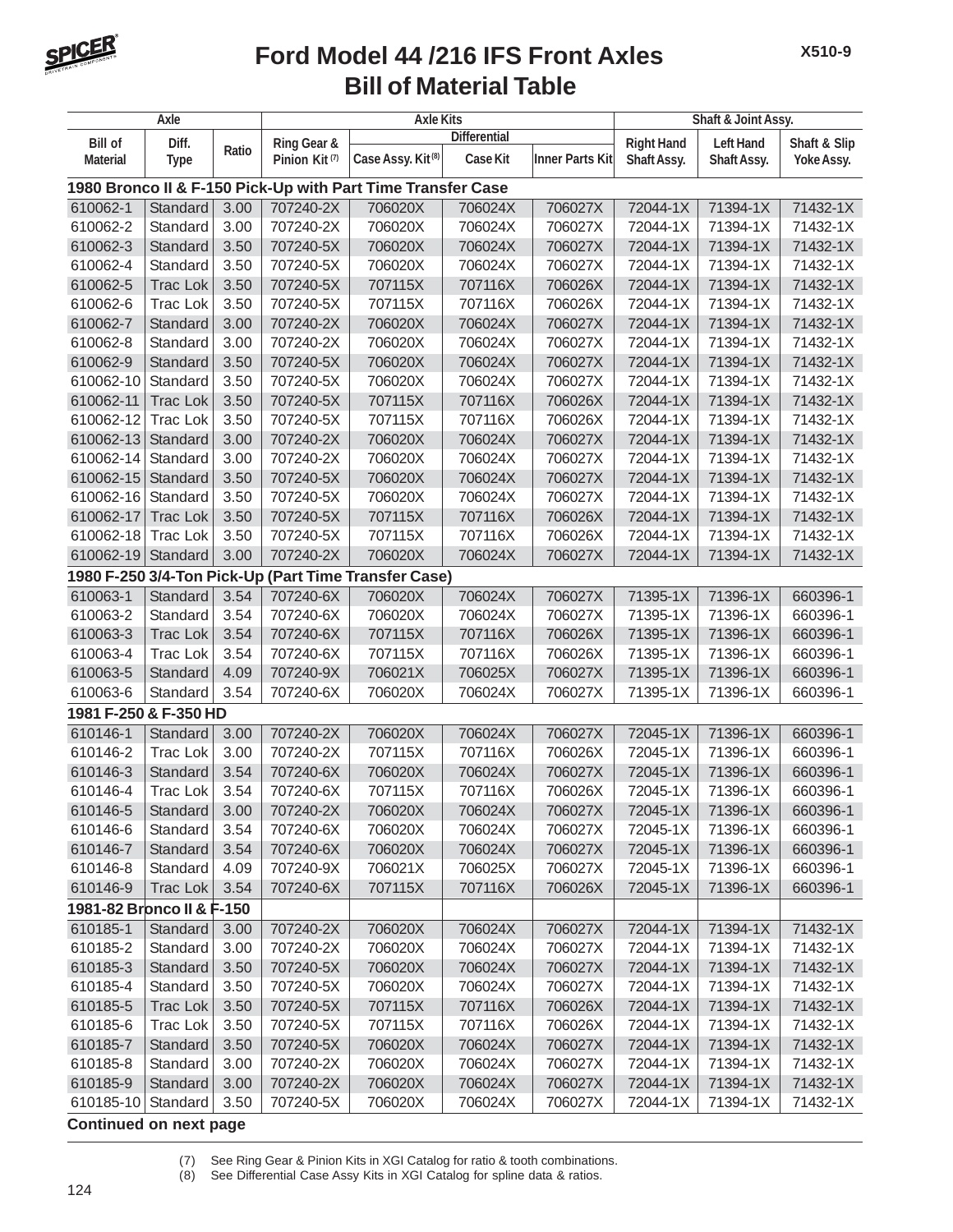# Ford Model 44 /216 IFS Front Axles
## Bill of Material Table

| Axle | | | Axle Kits | | | | Shaft & Joint Assy. | | |
|---|---|---|---|---|---|---|---|---|---|
| | | | | Differential | | | | | |
| Bill of Material | Diff. Type | Ratio | Ring Gear & Pinion Kit (7) | Case Assy. Kit (8) | Case Kit | Inner Parts Kit | Right Hand Shaft Assy. | Left Hand Shaft Assy. | Shaft & Slip Yoke Assy. |
| **1980 Bronco II & F-150 Pick-Up with Part Time Transfer Case** | | | | | | | | | |
| 610062-1 | Standard | 3.00 | 707240-2X | 706020X | 706024X | 706027X | 72044-1X | 71394-1X | 71432-1X |
| 610062-2 | Standard | 3.00 | 707240-2X | 706020X | 706024X | 706027X | 72044-1X | 71394-1X | 71432-1X |
| 610062-3 | Standard | 3.50 | 707240-5X | 706020X | 706024X | 706027X | 72044-1X | 71394-1X | 71432-1X |
| 610062-4 | Standard | 3.50 | 707240-5X | 706020X | 706024X | 706027X | 72044-1X | 71394-1X | 71432-1X |
| 610062-5 | Trac Lok | 3.50 | 707240-5X | 707115X | 707116X | 706026X | 72044-1X | 71394-1X | 71432-1X |
| 610062-6 | Trac Lok | 3.50 | 707240-5X | 707115X | 707116X | 706026X | 72044-1X | 71394-1X | 71432-1X |
| 610062-7 | Standard | 3.00 | 707240-2X | 706020X | 706024X | 706027X | 72044-1X | 71394-1X | 71432-1X |
| 610062-8 | Standard | 3.00 | 707240-2X | 706020X | 706024X | 706027X | 72044-1X | 71394-1X | 71432-1X |
| 610062-9 | Standard | 3.50 | 707240-5X | 706020X | 706024X | 706027X | 72044-1X | 71394-1X | 71432-1X |
| 610062-10 | Standard | 3.50 | 707240-5X | 706020X | 706024X | 706027X | 72044-1X | 71394-1X | 71432-1X |
| 610062-11 | Trac Lok | 3.50 | 707240-5X | 707115X | 707116X | 706026X | 72044-1X | 71394-1X | 71432-1X |
| 610062-12 | Trac Lok | 3.50 | 707240-5X | 707115X | 707116X | 706026X | 72044-1X | 71394-1X | 71432-1X |
| 610062-13 | Standard | 3.00 | 707240-2X | 706020X | 706024X | 706027X | 72044-1X | 71394-1X | 71432-1X |
| 610062-14 | Standard | 3.00 | 707240-2X | 706020X | 706024X | 706027X | 72044-1X | 71394-1X | 71432-1X |
| 610062-15 | Standard | 3.50 | 707240-5X | 706020X | 706024X | 706027X | 72044-1X | 71394-1X | 71432-1X |
| 610062-16 | Standard | 3.50 | 707240-5X | 706020X | 706024X | 706027X | 72044-1X | 71394-1X | 71432-1X |
| 610062-17 | Trac Lok | 3.50 | 707240-5X | 707115X | 707116X | 706026X | 72044-1X | 71394-1X | 71432-1X |
| 610062-18 | Trac Lok | 3.50 | 707240-5X | 707115X | 707116X | 706026X | 72044-1X | 71394-1X | 71432-1X |
| 610062-19 | Standard | 3.00 | 707240-2X | 706020X | 706024X | 706027X | 72044-1X | 71394-1X | 71432-1X |
| **1980 F-250 3/4-Ton Pick-Up (Part Time Transfer Case)** | | | | | | | | | |
| 610063-1 | Standard | 3.54 | 707240-6X | 706020X | 706024X | 706027X | 71395-1X | 71396-1X | 660396-1 |
| 610063-2 | Standard | 3.54 | 707240-6X | 706020X | 706024X | 706027X | 71395-1X | 71396-1X | 660396-1 |
| 610063-3 | Trac Lok | 3.54 | 707240-6X | 707115X | 707116X | 706026X | 71395-1X | 71396-1X | 660396-1 |
| 610063-4 | Trac Lok | 3.54 | 707240-6X | 707115X | 707116X | 706026X | 71395-1X | 71396-1X | 660396-1 |
| 610063-5 | Standard | 4.09 | 707240-9X | 706021X | 706025X | 706027X | 71395-1X | 71396-1X | 660396-1 |
| 610063-6 | Standard | 3.54 | 707240-6X | 706020X | 706024X | 706027X | 71395-1X | 71396-1X | 660396-1 |
| **1981 F-250 & F-350 HD** | | | | | | | | | |
| 610146-1 | Standard | 3.00 | 707240-2X | 706020X | 706024X | 706027X | 72045-1X | 71396-1X | 660396-1 |
| 610146-2 | Trac Lok | 3.00 | 707240-2X | 707115X | 707116X | 706026X | 72045-1X | 71396-1X | 660396-1 |
| 610146-3 | Standard | 3.54 | 707240-6X | 706020X | 706024X | 706027X | 72045-1X | 71396-1X | 660396-1 |
| 610146-4 | Trac Lok | 3.54 | 707240-6X | 707115X | 707116X | 706026X | 72045-1X | 71396-1X | 660396-1 |
| 610146-5 | Standard | 3.00 | 707240-2X | 706020X | 706024X | 706027X | 72045-1X | 71396-1X | 660396-1 |
| 610146-6 | Standard | 3.54 | 707240-6X | 706020X | 706024X | 706027X | 72045-1X | 71396-1X | 660396-1 |
| 610146-7 | Standard | 3.54 | 707240-6X | 706020X | 706024X | 706027X | 72045-1X | 71396-1X | 660396-1 |
| 610146-8 | Standard | 4.09 | 707240-9X | 706021X | 706025X | 706027X | 72045-1X | 71396-1X | 660396-1 |
| 610146-9 | Trac Lok | 3.54 | 707240-6X | 707115X | 707116X | 706026X | 72045-1X | 71396-1X | 660396-1 |
| **1981-82 Bronco II & F-150** | | | | | | | | | |
| 610185-1 | Standard | 3.00 | 707240-2X | 706020X | 706024X | 706027X | 72044-1X | 71394-1X | 71432-1X |
| 610185-2 | Standard | 3.00 | 707240-2X | 706020X | 706024X | 706027X | 72044-1X | 71394-1X | 71432-1X |
| 610185-3 | Standard | 3.50 | 707240-5X | 706020X | 706024X | 706027X | 72044-1X | 71394-1X | 71432-1X |
| 610185-4 | Standard | 3.50 | 707240-5X | 706020X | 706024X | 706027X | 72044-1X | 71394-1X | 71432-1X |
| 610185-5 | Trac Lok | 3.50 | 707240-5X | 707115X | 707116X | 706026X | 72044-1X | 71394-1X | 71432-1X |
| 610185-6 | Trac Lok | 3.50 | 707240-5X | 707115X | 707116X | 706026X | 72044-1X | 71394-1X | 71432-1X |
| 610185-7 | Standard | 3.50 | 707240-5X | 706020X | 706024X | 706027X | 72044-1X | 71394-1X | 71432-1X |
| 610185-8 | Standard | 3.00 | 707240-2X | 706020X | 706024X | 706027X | 72044-1X | 71394-1X | 71432-1X |
| 610185-9 | Standard | 3.00 | 707240-2X | 706020X | 706024X | 706027X | 72044-1X | 71394-1X | 71432-1X |
| 610185-10 | Standard | 3.50 | 707240-5X | 706020X | 706024X | 706027X | 72044-1X | 71394-1X | 71432-1X |

**Continued on next page**

(7) See Ring Gear & Pinion Kits in XGI Catalog for ratio & tooth combinations.
(8) See Differential Case Assy Kits in XGI Catalog for spline data & ratios.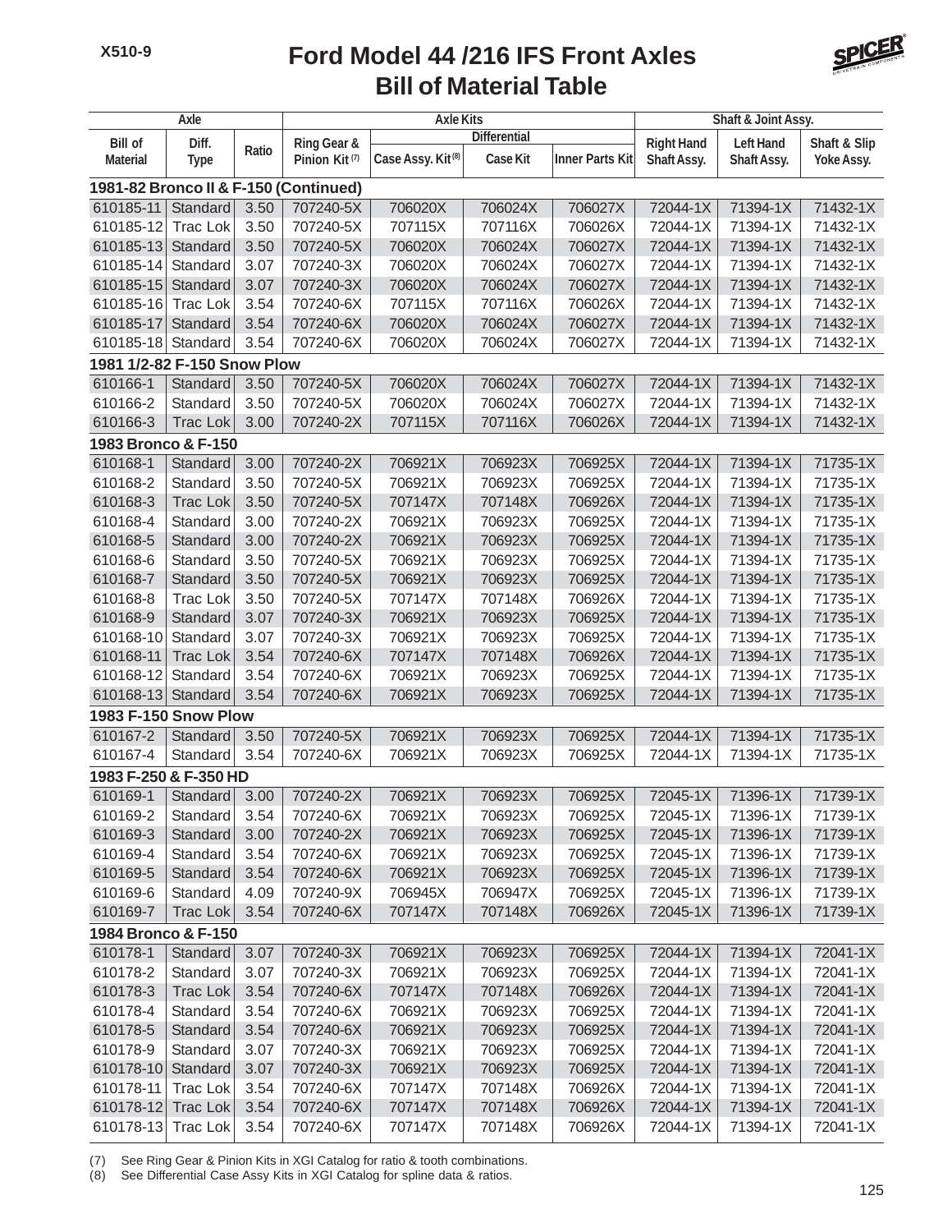# Ford Model 44 /216 IFS Front Axles
## Bill of Material Table

| Axle | | | Axle Kits | | | | Shaft & Joint Assy. | | |
|---|---|---|---|---|---|---|---|---|---|
| | | | | Differential | | | | | |
| Bill of Material | Diff. Type | Ratio | Ring Gear & Pinion Kit (7) | Case Assy. Kit (8) | Case Kit | Inner Parts Kit | Right Hand Shaft Assy. | Left Hand Shaft Assy. | Shaft & Slip Yoke Assy. |
| **1981-82 Bronco II & F-150 (Continued)** | | | | | | | | | |
| 610185-11 | Standard | 3.50 | 707240-5X | 706020X | 706024X | 706027X | 72044-1X | 71394-1X | 71432-1X |
| 610185-12 | Trac Lok | 3.50 | 707240-5X | 707115X | 707116X | 706026X | 72044-1X | 71394-1X | 71432-1X |
| 610185-13 | Standard | 3.50 | 707240-5X | 706020X | 706024X | 706027X | 72044-1X | 71394-1X | 71432-1X |
| 610185-14 | Standard | 3.07 | 707240-3X | 706020X | 706024X | 706027X | 72044-1X | 71394-1X | 71432-1X |
| 610185-15 | Standard | 3.07 | 707240-3X | 706020X | 706024X | 706027X | 72044-1X | 71394-1X | 71432-1X |
| 610185-16 | Trac Lok | 3.54 | 707240-6X | 707115X | 707116X | 706026X | 72044-1X | 71394-1X | 71432-1X |
| 610185-17 | Standard | 3.54 | 707240-6X | 706020X | 706024X | 706027X | 72044-1X | 71394-1X | 71432-1X |
| 610185-18 | Standard | 3.54 | 707240-6X | 706020X | 706024X | 706027X | 72044-1X | 71394-1X | 71432-1X |
| **1981 1/2-82 F-150 Snow Plow** | | | | | | | | | |
| 610166-1 | Standard | 3.50 | 707240-5X | 706020X | 706024X | 706027X | 72044-1X | 71394-1X | 71432-1X |
| 610166-2 | Standard | 3.50 | 707240-5X | 706020X | 706024X | 706027X | 72044-1X | 71394-1X | 71432-1X |
| 610166-3 | Trac Lok | 3.00 | 707240-2X | 707115X | 707116X | 706026X | 72044-1X | 71394-1X | 71432-1X |
| **1983 Bronco & F-150** | | | | | | | | | |
| 610168-1 | Standard | 3.00 | 707240-2X | 706921X | 706923X | 706925X | 72044-1X | 71394-1X | 71735-1X |
| 610168-2 | Standard | 3.50 | 707240-5X | 706921X | 706923X | 706925X | 72044-1X | 71394-1X | 71735-1X |
| 610168-3 | Trac Lok | 3.50 | 707240-5X | 707147X | 707148X | 706926X | 72044-1X | 71394-1X | 71735-1X |
| 610168-4 | Standard | 3.00 | 707240-2X | 706921X | 706923X | 706925X | 72044-1X | 71394-1X | 71735-1X |
| 610168-5 | Standard | 3.00 | 707240-2X | 706921X | 706923X | 706925X | 72044-1X | 71394-1X | 71735-1X |
| 610168-6 | Standard | 3.50 | 707240-5X | 706921X | 706923X | 706925X | 72044-1X | 71394-1X | 71735-1X |
| 610168-7 | Standard | 3.50 | 707240-5X | 706921X | 706923X | 706925X | 72044-1X | 71394-1X | 71735-1X |
| 610168-8 | Trac Lok | 3.50 | 707240-5X | 707147X | 707148X | 706926X | 72044-1X | 71394-1X | 71735-1X |
| 610168-9 | Standard | 3.07 | 707240-3X | 706921X | 706923X | 706925X | 72044-1X | 71394-1X | 71735-1X |
| 610168-10 | Standard | 3.07 | 707240-3X | 706921X | 706923X | 706925X | 72044-1X | 71394-1X | 71735-1X |
| 610168-11 | Trac Lok | 3.54 | 707240-6X | 707147X | 707148X | 706926X | 72044-1X | 71394-1X | 71735-1X |
| 610168-12 | Standard | 3.54 | 707240-6X | 706921X | 706923X | 706925X | 72044-1X | 71394-1X | 71735-1X |
| 610168-13 | Standard | 3.54 | 707240-6X | 706921X | 706923X | 706925X | 72044-1X | 71394-1X | 71735-1X |
| **1983 F-150 Snow Plow** | | | | | | | | | |
| 610167-2 | Standard | 3.50 | 707240-5X | 706921X | 706923X | 706925X | 72044-1X | 71394-1X | 71735-1X |
| 610167-4 | Standard | 3.54 | 707240-6X | 706921X | 706923X | 706925X | 72044-1X | 71394-1X | 71735-1X |
| **1983 F-250 & F-350 HD** | | | | | | | | | |
| 610169-1 | Standard | 3.00 | 707240-2X | 706921X | 706923X | 706925X | 72045-1X | 71396-1X | 71739-1X |
| 610169-2 | Standard | 3.54 | 707240-6X | 706921X | 706923X | 706925X | 72045-1X | 71396-1X | 71739-1X |
| 610169-3 | Standard | 3.00 | 707240-2X | 706921X | 706923X | 706925X | 72045-1X | 71396-1X | 71739-1X |
| 610169-4 | Standard | 3.54 | 707240-6X | 706921X | 706923X | 706925X | 72045-1X | 71396-1X | 71739-1X |
| 610169-5 | Standard | 3.54 | 707240-6X | 706921X | 706923X | 706925X | 72045-1X | 71396-1X | 71739-1X |
| 610169-6 | Standard | 4.09 | 707240-9X | 706945X | 706947X | 706925X | 72045-1X | 71396-1X | 71739-1X |
| 610169-7 | Trac Lok | 3.54 | 707240-6X | 707147X | 707148X | 706926X | 72045-1X | 71396-1X | 71739-1X |
| **1984 Bronco & F-150** | | | | | | | | | |
| 610178-1 | Standard | 3.07 | 707240-3X | 706921X | 706923X | 706925X | 72044-1X | 71394-1X | 72041-1X |
| 610178-2 | Standard | 3.07 | 707240-3X | 706921X | 706923X | 706925X | 72044-1X | 71394-1X | 72041-1X |
| 610178-3 | Trac Lok | 3.54 | 707240-6X | 707147X | 707148X | 706926X | 72044-1X | 71394-1X | 72041-1X |
| 610178-4 | Standard | 3.54 | 707240-6X | 706921X | 706923X | 706925X | 72044-1X | 71394-1X | 72041-1X |
| 610178-5 | Standard | 3.54 | 707240-6X | 706921X | 706923X | 706925X | 72044-1X | 71394-1X | 72041-1X |
| 610178-9 | Standard | 3.07 | 707240-3X | 706921X | 706923X | 706925X | 72044-1X | 71394-1X | 72041-1X |
| 610178-10 | Standard | 3.07 | 707240-3X | 706921X | 706923X | 706925X | 72044-1X | 71394-1X | 72041-1X |
| 610178-11 | Trac Lok | 3.54 | 707240-6X | 707147X | 707148X | 706926X | 72044-1X | 71394-1X | 72041-1X |
| 610178-12 | Trac Lok | 3.54 | 707240-6X | 707147X | 707148X | 706926X | 72044-1X | 71394-1X | 72041-1X |
| 610178-13 | Trac Lok | 3.54 | 707240-6X | 707147X | 707148X | 706926X | 72044-1X | 71394-1X | 72041-1X |

(7) See Ring Gear & Pinion Kits in XGI Catalog for ratio & tooth combinations.
(8) See Differential Case Assy Kits in XGI Catalog for spline data & ratios.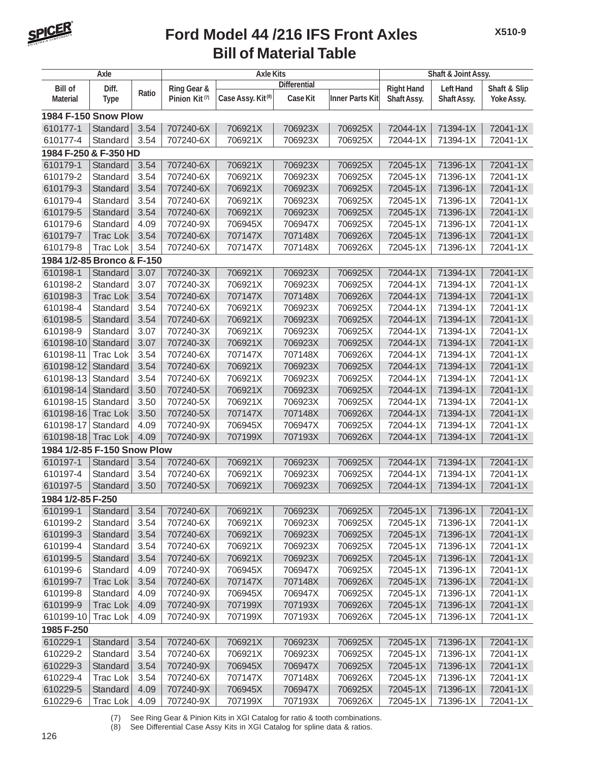# Ford Model 44 /216 IFS Front Axles
## Bill of Material Table

| Axle | | | Axle Kits | | | | Shaft & Joint Assy. | | |
|---|---|---|---|---|---|---|---|---|---|
| | | | | Differential | | | | | |
| Bill of Material | Diff. Type | Ratio | Ring Gear & Pinion Kit (7) | Case Assy. Kit (8) | Case Kit | Inner Parts Kit | Right Hand Shaft Assy. | Left Hand Shaft Assy. | Shaft & Slip Yoke Assy. |
| **1984 F-150 Snow Plow** | | | | | | | | | |
| 610177-1 | Standard | 3.54 | 707240-6X | 706921X | 706923X | 706925X | 72044-1X | 71394-1X | 72041-1X |
| 610177-4 | Standard | 3.54 | 707240-6X | 706921X | 706923X | 706925X | 72044-1X | 71394-1X | 72041-1X |
| **1984 F-250 & F-350 HD** | | | | | | | | | |
| 610179-1 | Standard | 3.54 | 707240-6X | 706921X | 706923X | 706925X | 72045-1X | 71396-1X | 72041-1X |
| 610179-2 | Standard | 3.54 | 707240-6X | 706921X | 706923X | 706925X | 72045-1X | 71396-1X | 72041-1X |
| 610179-3 | Standard | 3.54 | 707240-6X | 706921X | 706923X | 706925X | 72045-1X | 71396-1X | 72041-1X |
| 610179-4 | Standard | 3.54 | 707240-6X | 706921X | 706923X | 706925X | 72045-1X | 71396-1X | 72041-1X |
| 610179-5 | Standard | 3.54 | 707240-6X | 706921X | 706923X | 706925X | 72045-1X | 71396-1X | 72041-1X |
| 610179-6 | Standard | 4.09 | 707240-9X | 706945X | 706947X | 706925X | 72045-1X | 71396-1X | 72041-1X |
| 610179-7 | Trac Lok | 3.54 | 707240-6X | 707147X | 707148X | 706926X | 72045-1X | 71396-1X | 72041-1X |
| 610179-8 | Trac Lok | 3.54 | 707240-6X | 707147X | 707148X | 706926X | 72045-1X | 71396-1X | 72041-1X |
| **1984 1/2-85 Bronco & F-150** | | | | | | | | | |
| 610198-1 | Standard | 3.07 | 707240-3X | 706921X | 706923X | 706925X | 72044-1X | 71394-1X | 72041-1X |
| 610198-2 | Standard | 3.07 | 707240-3X | 706921X | 706923X | 706925X | 72044-1X | 71394-1X | 72041-1X |
| 610198-3 | Trac Lok | 3.54 | 707240-6X | 707147X | 707148X | 706926X | 72044-1X | 71394-1X | 72041-1X |
| 610198-4 | Standard | 3.54 | 707240-6X | 706921X | 706923X | 706925X | 72044-1X | 71394-1X | 72041-1X |
| 610198-5 | Standard | 3.54 | 707240-6X | 706921X | 706923X | 706925X | 72044-1X | 71394-1X | 72041-1X |
| 610198-9 | Standard | 3.07 | 707240-3X | 706921X | 706923X | 706925X | 72044-1X | 71394-1X | 72041-1X |
| 610198-10 | Standard | 3.07 | 707240-3X | 706921X | 706923X | 706925X | 72044-1X | 71394-1X | 72041-1X |
| 610198-11 | Trac Lok | 3.54 | 707240-6X | 707147X | 707148X | 706926X | 72044-1X | 71394-1X | 72041-1X |
| 610198-12 | Standard | 3.54 | 707240-6X | 706921X | 706923X | 706925X | 72044-1X | 71394-1X | 72041-1X |
| 610198-13 | Standard | 3.54 | 707240-6X | 706921X | 706923X | 706925X | 72044-1X | 71394-1X | 72041-1X |
| 610198-14 | Standard | 3.50 | 707240-5X | 706921X | 706923X | 706925X | 72044-1X | 71394-1X | 72041-1X |
| 610198-15 | Standard | 3.50 | 707240-5X | 706921X | 706923X | 706925X | 72044-1X | 71394-1X | 72041-1X |
| 610198-16 | Trac Lok | 3.50 | 707240-5X | 707147X | 707148X | 706926X | 72044-1X | 71394-1X | 72041-1X |
| 610198-17 | Standard | 4.09 | 707240-9X | 706945X | 706947X | 706925X | 72044-1X | 71394-1X | 72041-1X |
| 610198-18 | Trac Lok | 4.09 | 707240-9X | 707199X | 707193X | 706926X | 72044-1X | 71394-1X | 72041-1X |
| **1984 1/2-85 F-150 Snow Plow** | | | | | | | | | |
| 610197-1 | Standard | 3.54 | 707240-6X | 706921X | 706923X | 706925X | 72044-1X | 71394-1X | 72041-1X |
| 610197-4 | Standard | 3.54 | 707240-6X | 706921X | 706923X | 706925X | 72044-1X | 71394-1X | 72041-1X |
| 610197-5 | Standard | 3.50 | 707240-5X | 706921X | 706923X | 706925X | 72044-1X | 71394-1X | 72041-1X |
| **1984 1/2-85 F-250** | | | | | | | | | |
| 610199-1 | Standard | 3.54 | 707240-6X | 706921X | 706923X | 706925X | 72045-1X | 71396-1X | 72041-1X |
| 610199-2 | Standard | 3.54 | 707240-6X | 706921X | 706923X | 706925X | 72045-1X | 71396-1X | 72041-1X |
| 610199-3 | Standard | 3.54 | 707240-6X | 706921X | 706923X | 706925X | 72045-1X | 71396-1X | 72041-1X |
| 610199-4 | Standard | 3.54 | 707240-6X | 706921X | 706923X | 706925X | 72045-1X | 71396-1X | 72041-1X |
| 610199-5 | Standard | 3.54 | 707240-6X | 706921X | 706923X | 706925X | 72045-1X | 71396-1X | 72041-1X |
| 610199-6 | Standard | 4.09 | 707240-9X | 706945X | 706947X | 706925X | 72045-1X | 71396-1X | 72041-1X |
| 610199-7 | Trac Lok | 3.54 | 707240-6X | 707147X | 707148X | 706926X | 72045-1X | 71396-1X | 72041-1X |
| 610199-8 | Standard | 4.09 | 707240-9X | 706945X | 706947X | 706925X | 72045-1X | 71396-1X | 72041-1X |
| 610199-9 | Trac Lok | 4.09 | 707240-9X | 707199X | 707193X | 706926X | 72045-1X | 71396-1X | 72041-1X |
| 610199-10 | Trac Lok | 4.09 | 707240-9X | 707199X | 707193X | 706926X | 72045-1X | 71396-1X | 72041-1X |
| **1985 F-250** | | | | | | | | | |
| 610229-1 | Standard | 3.54 | 707240-6X | 706921X | 706923X | 706925X | 72045-1X | 71396-1X | 72041-1X |
| 610229-2 | Standard | 3.54 | 707240-6X | 706921X | 706923X | 706925X | 72045-1X | 71396-1X | 72041-1X |
| 610229-3 | Standard | 3.54 | 707240-9X | 706945X | 706947X | 706925X | 72045-1X | 71396-1X | 72041-1X |
| 610229-4 | Trac Lok | 3.54 | 707240-6X | 707147X | 707148X | 706926X | 72045-1X | 71396-1X | 72041-1X |
| 610229-5 | Standard | 4.09 | 707240-9X | 706945X | 706947X | 706925X | 72045-1X | 71396-1X | 72041-1X |
| 610229-6 | Trac Lok | 4.09 | 707240-9X | 707199X | 707193X | 706926X | 72045-1X | 71396-1X | 72041-1X |

(7) See Ring Gear & Pinion Kits in XGI Catalog for ratio & tooth combinations.
(8) See Differential Case Assy Kits in XGI Catalog for spline data & ratios.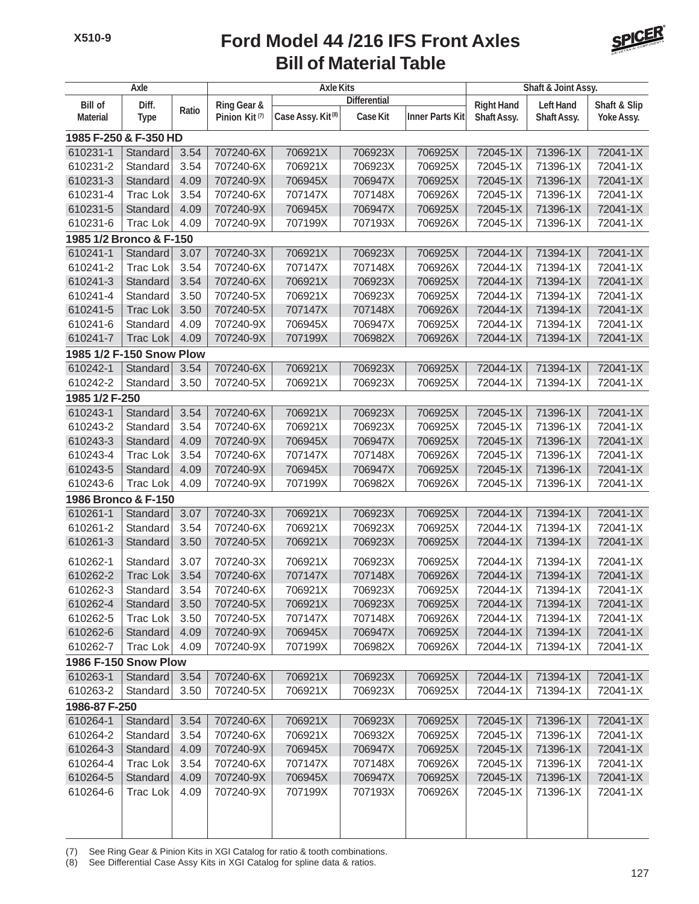# Ford Model 44 /216 IFS Front Axles
## Bill of Material Table

| Axle | | | Axle Kits | | | | Shaft & Joint Assy. | | |
|---|---|---|---|---|---|---|---|---|---|
| | | | | Differential | | | | | |
| Bill of Material | Diff. Type | Ratio | Ring Gear & Pinion Kit (7) | Case Assy. Kit (8) | Case Kit | Inner Parts Kit | Right Hand Shaft Assy. | Left Hand Shaft Assy. | Shaft & Slip Yoke Assy. |
| **1985 F-250 & F-350 HD** | | | | | | | | | |
| 610231-1 | Standard | 3.54 | 707240-6X | 706921X | 706923X | 706925X | 72045-1X | 71396-1X | 72041-1X |
| 610231-2 | Standard | 3.54 | 707240-6X | 706921X | 706923X | 706925X | 72045-1X | 71396-1X | 72041-1X |
| 610231-3 | Standard | 4.09 | 707240-9X | 706945X | 706947X | 706925X | 72045-1X | 71396-1X | 72041-1X |
| 610231-4 | Trac Lok | 3.54 | 707240-6X | 707147X | 707148X | 706926X | 72045-1X | 71396-1X | 72041-1X |
| 610231-5 | Standard | 4.09 | 707240-9X | 706945X | 706947X | 706925X | 72045-1X | 71396-1X | 72041-1X |
| 610231-6 | Trac Lok | 4.09 | 707240-9X | 707199X | 707193X | 706926X | 72045-1X | 71396-1X | 72041-1X |
| **1985 1/2 Bronco & F-150** | | | | | | | | | |
| 610241-1 | Standard | 3.07 | 707240-3X | 706921X | 706923X | 706925X | 72044-1X | 71394-1X | 72041-1X |
| 610241-2 | Trac Lok | 3.54 | 707240-6X | 707147X | 707148X | 706926X | 72044-1X | 71394-1X | 72041-1X |
| 610241-3 | Standard | 3.54 | 707240-6X | 706921X | 706923X | 706925X | 72044-1X | 71394-1X | 72041-1X |
| 610241-4 | Standard | 3.50 | 707240-5X | 706921X | 706923X | 706925X | 72044-1X | 71394-1X | 72041-1X |
| 610241-5 | Trac Lok | 3.50 | 707240-5X | 707147X | 707148X | 706926X | 72044-1X | 71394-1X | 72041-1X |
| 610241-6 | Standard | 4.09 | 707240-9X | 706945X | 706947X | 706925X | 72044-1X | 71394-1X | 72041-1X |
| 610241-7 | Trac Lok | 4.09 | 707240-9X | 707199X | 706982X | 706926X | 72044-1X | 71394-1X | 72041-1X |
| **1985 1/2 F-150 Snow Plow** | | | | | | | | | |
| 610242-1 | Standard | 3.54 | 707240-6X | 706921X | 706923X | 706925X | 72044-1X | 71394-1X | 72041-1X |
| 610242-2 | Standard | 3.50 | 707240-5X | 706921X | 706923X | 706925X | 72044-1X | 71394-1X | 72041-1X |
| **1985 1/2 F-250** | | | | | | | | | |
| 610243-1 | Standard | 3.54 | 707240-6X | 706921X | 706923X | 706925X | 72045-1X | 71396-1X | 72041-1X |
| 610243-2 | Standard | 3.54 | 707240-6X | 706921X | 706923X | 706925X | 72045-1X | 71396-1X | 72041-1X |
| 610243-3 | Standard | 4.09 | 707240-9X | 706945X | 706947X | 706925X | 72045-1X | 71396-1X | 72041-1X |
| 610243-4 | Trac Lok | 3.54 | 707240-6X | 707147X | 707148X | 706926X | 72045-1X | 71396-1X | 72041-1X |
| 610243-5 | Standard | 4.09 | 707240-9X | 706945X | 706947X | 706925X | 72045-1X | 71396-1X | 72041-1X |
| 610243-6 | Trac Lok | 4.09 | 707240-9X | 707199X | 706982X | 706926X | 72045-1X | 71396-1X | 72041-1X |
| **1986 Bronco & F-150** | | | | | | | | | |
| 610261-1 | Standard | 3.07 | 707240-3X | 706921X | 706923X | 706925X | 72044-1X | 71394-1X | 72041-1X |
| 610261-2 | Standard | 3.54 | 707240-6X | 706921X | 706923X | 706925X | 72044-1X | 71394-1X | 72041-1X |
| 610261-3 | Standard | 3.50 | 707240-5X | 706921X | 706923X | 706925X | 72044-1X | 71394-1X | 72041-1X |
| 610262-1 | Standard | 3.07 | 707240-3X | 706921X | 706923X | 706925X | 72044-1X | 71394-1X | 72041-1X |
| 610262-2 | Trac Lok | 3.54 | 707240-6X | 707147X | 707148X | 706926X | 72044-1X | 71394-1X | 72041-1X |
| 610262-3 | Standard | 3.54 | 707240-6X | 706921X | 706923X | 706925X | 72044-1X | 71394-1X | 72041-1X |
| 610262-4 | Standard | 3.50 | 707240-5X | 706921X | 706923X | 706925X | 72044-1X | 71394-1X | 72041-1X |
| 610262-5 | Trac Lok | 3.50 | 707240-5X | 707147X | 707148X | 706926X | 72044-1X | 71394-1X | 72041-1X |
| 610262-6 | Standard | 4.09 | 707240-9X | 706945X | 706947X | 706925X | 72044-1X | 71394-1X | 72041-1X |
| 610262-7 | Trac Lok | 4.09 | 707240-9X | 707199X | 706982X | 706926X | 72044-1X | 71394-1X | 72041-1X |
| **1986 F-150 Snow Plow** | | | | | | | | | |
| 610263-1 | Standard | 3.54 | 707240-6X | 706921X | 706923X | 706925X | 72044-1X | 71394-1X | 72041-1X |
| 610263-2 | Standard | 3.50 | 707240-5X | 706921X | 706923X | 706925X | 72044-1X | 71394-1X | 72041-1X |
| **1986-87 F-250** | | | | | | | | | |
| 610264-1 | Standard | 3.54 | 707240-6X | 706921X | 706923X | 706925X | 72045-1X | 71396-1X | 72041-1X |
| 610264-2 | Standard | 3.54 | 707240-6X | 706921X | 706932X | 706925X | 72045-1X | 71396-1X | 72041-1X |
| 610264-3 | Standard | 4.09 | 707240-9X | 706945X | 706947X | 706925X | 72045-1X | 71396-1X | 72041-1X |
| 610264-4 | Trac Lok | 3.54 | 707240-6X | 707147X | 707148X | 706926X | 72045-1X | 71396-1X | 72041-1X |
| 610264-5 | Standard | 4.09 | 707240-9X | 706945X | 706947X | 706925X | 72045-1X | 71396-1X | 72041-1X |
| 610264-6 | Trac Lok | 4.09 | 707240-9X | 707199X | 707193X | 706926X | 72045-1X | 71396-1X | 72041-1X |

(7) See Ring Gear & Pinion Kits in XGI Catalog for ratio & tooth combinations.
(8) See Differential Case Assy Kits in XGI Catalog for spline data & ratios.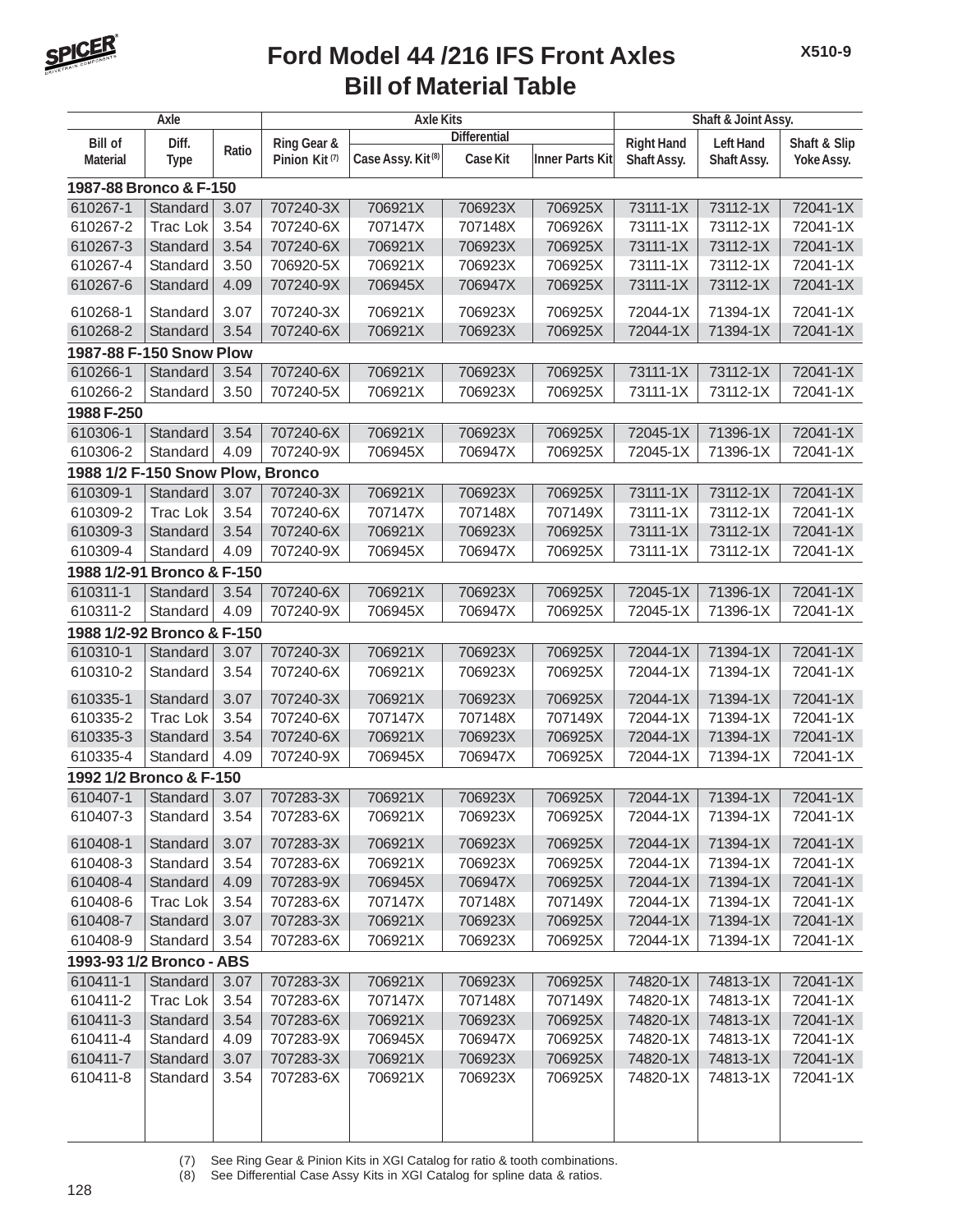# Ford Model 44 /216 IFS Front Axles
## Bill of Material Table

| Axle | | | Axle Kits | | | | Shaft & Joint Assy. | | |
|---|---|---|---|---|---|---|---|---|---|
| | | | | Differential | | | | | |
| Bill of Material | Diff. Type | Ratio | Ring Gear & Pinion Kit (7) | Case Assy. Kit (8) | Case Kit | Inner Parts Kit | Right Hand Shaft Assy. | Left Hand Shaft Assy. | Shaft & Slip Yoke Assy. |
| **1987-88 Bronco & F-150** | | | | | | | | | |
| 610267-1 | Standard | 3.07 | 707240-3X | 706921X | 706923X | 706925X | 73111-1X | 73112-1X | 72041-1X |
| 610267-2 | Trac Lok | 3.54 | 707240-6X | 707147X | 707148X | 706926X | 73111-1X | 73112-1X | 72041-1X |
| 610267-3 | Standard | 3.54 | 707240-6X | 706921X | 706923X | 706925X | 73111-1X | 73112-1X | 72041-1X |
| 610267-4 | Standard | 3.50 | 706920-5X | 706921X | 706923X | 706925X | 73111-1X | 73112-1X | 72041-1X |
| 610267-6 | Standard | 4.09 | 707240-9X | 706945X | 706947X | 706925X | 73111-1X | 73112-1X | 72041-1X |
| 610268-1 | Standard | 3.07 | 707240-3X | 706921X | 706923X | 706925X | 72044-1X | 71394-1X | 72041-1X |
| 610268-2 | Standard | 3.54 | 707240-6X | 706921X | 706923X | 706925X | 72044-1X | 71394-1X | 72041-1X |
| **1987-88 F-150 Snow Plow** | | | | | | | | | |
| 610266-1 | Standard | 3.54 | 707240-6X | 706921X | 706923X | 706925X | 73111-1X | 73112-1X | 72041-1X |
| 610266-2 | Standard | 3.50 | 707240-5X | 706921X | 706923X | 706925X | 73111-1X | 73112-1X | 72041-1X |
| **1988 F-250** | | | | | | | | | |
| 610306-1 | Standard | 3.54 | 707240-6X | 706921X | 706923X | 706925X | 72045-1X | 71396-1X | 72041-1X |
| 610306-2 | Standard | 4.09 | 707240-9X | 706945X | 706947X | 706925X | 72045-1X | 71396-1X | 72041-1X |
| **1988 1/2 F-150 Snow Plow, Bronco** | | | | | | | | | |
| 610309-1 | Standard | 3.07 | 707240-3X | 706921X | 706923X | 706925X | 73111-1X | 73112-1X | 72041-1X |
| 610309-2 | Trac Lok | 3.54 | 707240-6X | 707147X | 707148X | 707149X | 73111-1X | 73112-1X | 72041-1X |
| 610309-3 | Standard | 3.54 | 707240-6X | 706921X | 706923X | 706925X | 73111-1X | 73112-1X | 72041-1X |
| 610309-4 | Standard | 4.09 | 707240-9X | 706945X | 706947X | 706925X | 73111-1X | 73112-1X | 72041-1X |
| **1988 1/2-91 Bronco & F-150** | | | | | | | | | |
| 610311-1 | Standard | 3.54 | 707240-6X | 706921X | 706923X | 706925X | 72045-1X | 71396-1X | 72041-1X |
| 610311-2 | Standard | 4.09 | 707240-9X | 706945X | 706947X | 706925X | 72045-1X | 71396-1X | 72041-1X |
| **1988 1/2-92 Bronco & F-150** | | | | | | | | | |
| 610310-1 | Standard | 3.07 | 707240-3X | 706921X | 706923X | 706925X | 72044-1X | 71394-1X | 72041-1X |
| 610310-2 | Standard | 3.54 | 707240-6X | 706921X | 706923X | 706925X | 72044-1X | 71394-1X | 72041-1X |
| 610335-1 | Standard | 3.07 | 707240-3X | 706921X | 706923X | 706925X | 72044-1X | 71394-1X | 72041-1X |
| 610335-2 | Trac Lok | 3.54 | 707240-6X | 707147X | 707148X | 707149X | 72044-1X | 71394-1X | 72041-1X |
| 610335-3 | Standard | 3.54 | 707240-6X | 706921X | 706923X | 706925X | 72044-1X | 71394-1X | 72041-1X |
| 610335-4 | Standard | 4.09 | 707240-9X | 706945X | 706947X | 706925X | 72044-1X | 71394-1X | 72041-1X |
| **1992 1/2 Bronco & F-150** | | | | | | | | | |
| 610407-1 | Standard | 3.07 | 707283-3X | 706921X | 706923X | 706925X | 72044-1X | 71394-1X | 72041-1X |
| 610407-3 | Standard | 3.54 | 707283-6X | 706921X | 706923X | 706925X | 72044-1X | 71394-1X | 72041-1X |
| 610408-1 | Standard | 3.07 | 707283-3X | 706921X | 706923X | 706925X | 72044-1X | 71394-1X | 72041-1X |
| 610408-3 | Standard | 3.54 | 707283-6X | 706921X | 706923X | 706925X | 72044-1X | 71394-1X | 72041-1X |
| 610408-4 | Standard | 4.09 | 707283-9X | 706945X | 706947X | 706925X | 72044-1X | 71394-1X | 72041-1X |
| 610408-6 | Trac Lok | 3.54 | 707283-6X | 707147X | 707148X | 707149X | 72044-1X | 71394-1X | 72041-1X |
| 610408-7 | Standard | 3.07 | 707283-3X | 706921X | 706923X | 706925X | 72044-1X | 71394-1X | 72041-1X |
| 610408-9 | Standard | 3.54 | 707283-6X | 706921X | 706923X | 706925X | 72044-1X | 71394-1X | 72041-1X |
| **1993-93 1/2 Bronco - ABS** | | | | | | | | | |
| 610411-1 | Standard | 3.07 | 707283-3X | 706921X | 706923X | 706925X | 74820-1X | 74813-1X | 72041-1X |
| 610411-2 | Trac Lok | 3.54 | 707283-6X | 707147X | 707148X | 707149X | 74820-1X | 74813-1X | 72041-1X |
| 610411-3 | Standard | 3.54 | 707283-6X | 706921X | 706923X | 706925X | 74820-1X | 74813-1X | 72041-1X |
| 610411-4 | Standard | 4.09 | 707283-9X | 706945X | 706947X | 706925X | 74820-1X | 74813-1X | 72041-1X |
| 610411-7 | Standard | 3.07 | 707283-3X | 706921X | 706923X | 706925X | 74820-1X | 74813-1X | 72041-1X |
| 610411-8 | Standard | 3.54 | 707283-6X | 706921X | 706923X | 706925X | 74820-1X | 74813-1X | 72041-1X |

(7) See Ring Gear & Pinion Kits in XGI Catalog for ratio & tooth combinations.
(8) See Differential Case Assy Kits in XGI Catalog for spline data & ratios.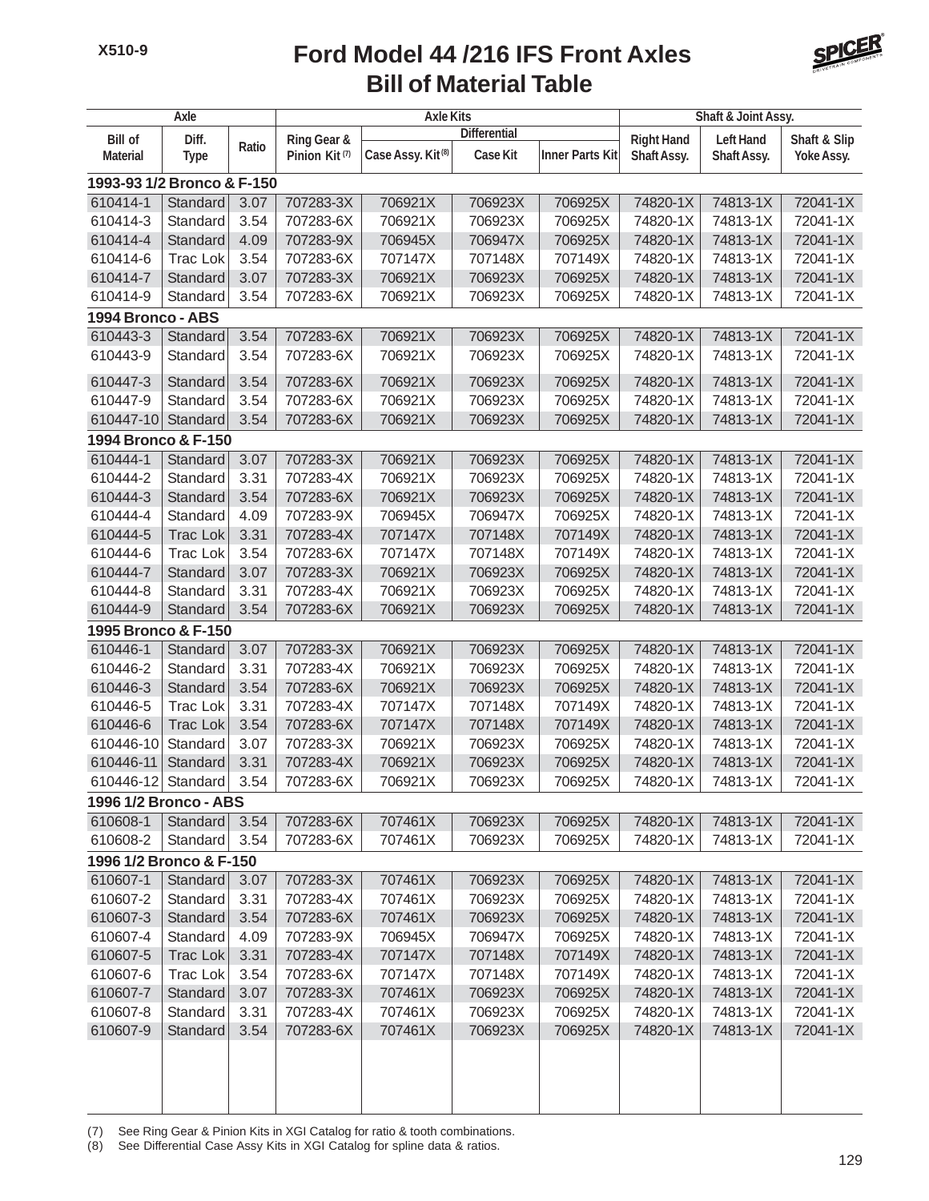# Ford Model 44 /216 IFS Front Axles
## Bill of Material Table

| Axle | | | Axle Kits | | | | Shaft & Joint Assy. | | |
|---|---|---|---|---|---|---|---|---|---|
| | | | | Differential | | | | | |
| Bill of Material | Diff. Type | Ratio | Ring Gear & Pinion Kit [7] | Case Assy. Kit [8] | Case Kit | Inner Parts Kit | Right Hand Shaft Assy. | Left Hand Shaft Assy. | Shaft & Slip Yoke Assy. |
| **1993-93 1/2 Bronco & F-150** | | | | | | | | | |
| 610414-1 | Standard | 3.07 | 707283-3X | 706921X | 706923X | 706925X | 74820-1X | 74813-1X | 72041-1X |
| 610414-3 | Standard | 3.54 | 707283-6X | 706921X | 706923X | 706925X | 74820-1X | 74813-1X | 72041-1X |
| 610414-4 | Standard | 4.09 | 707283-9X | 706945X | 706947X | 706925X | 74820-1X | 74813-1X | 72041-1X |
| 610414-6 | Trac Lok | 3.54 | 707283-6X | 707147X | 707148X | 707149X | 74820-1X | 74813-1X | 72041-1X |
| 610414-7 | Standard | 3.07 | 707283-3X | 706921X | 706923X | 706925X | 74820-1X | 74813-1X | 72041-1X |
| 610414-9 | Standard | 3.54 | 707283-6X | 706921X | 706923X | 706925X | 74820-1X | 74813-1X | 72041-1X |
| **1994 Bronco - ABS** | | | | | | | | | |
| 610443-3 | Standard | 3.54 | 707283-6X | 706921X | 706923X | 706925X | 74820-1X | 74813-1X | 72041-1X |
| 610443-9 | Standard | 3.54 | 707283-6X | 706921X | 706923X | 706925X | 74820-1X | 74813-1X | 72041-1X |
| 610447-3 | Standard | 3.54 | 707283-6X | 706921X | 706923X | 706925X | 74820-1X | 74813-1X | 72041-1X |
| 610447-9 | Standard | 3.54 | 707283-6X | 706921X | 706923X | 706925X | 74820-1X | 74813-1X | 72041-1X |
| 610447-10 | Standard | 3.54 | 707283-6X | 706921X | 706923X | 706925X | 74820-1X | 74813-1X | 72041-1X |
| **1994 Bronco & F-150** | | | | | | | | | |
| 610444-1 | Standard | 3.07 | 707283-3X | 706921X | 706923X | 706925X | 74820-1X | 74813-1X | 72041-1X |
| 610444-2 | Standard | 3.31 | 707283-4X | 706921X | 706923X | 706925X | 74820-1X | 74813-1X | 72041-1X |
| 610444-3 | Standard | 3.54 | 707283-6X | 706921X | 706923X | 706925X | 74820-1X | 74813-1X | 72041-1X |
| 610444-4 | Standard | 4.09 | 707283-9X | 706945X | 706947X | 706925X | 74820-1X | 74813-1X | 72041-1X |
| 610444-5 | Trac Lok | 3.31 | 707283-4X | 707147X | 707148X | 707149X | 74820-1X | 74813-1X | 72041-1X |
| 610444-6 | Trac Lok | 3.54 | 707283-6X | 707147X | 707148X | 707149X | 74820-1X | 74813-1X | 72041-1X |
| 610444-7 | Standard | 3.07 | 707283-3X | 706921X | 706923X | 706925X | 74820-1X | 74813-1X | 72041-1X |
| 610444-8 | Standard | 3.31 | 707283-4X | 706921X | 706923X | 706925X | 74820-1X | 74813-1X | 72041-1X |
| 610444-9 | Standard | 3.54 | 707283-6X | 706921X | 706923X | 706925X | 74820-1X | 74813-1X | 72041-1X |
| **1995 Bronco & F-150** | | | | | | | | | |
| 610446-1 | Standard | 3.07 | 707283-3X | 706921X | 706923X | 706925X | 74820-1X | 74813-1X | 72041-1X |
| 610446-2 | Standard | 3.31 | 707283-4X | 706921X | 706923X | 706925X | 74820-1X | 74813-1X | 72041-1X |
| 610446-3 | Standard | 3.54 | 707283-6X | 706921X | 706923X | 706925X | 74820-1X | 74813-1X | 72041-1X |
| 610446-5 | Trac Lok | 3.31 | 707283-4X | 707147X | 707148X | 707149X | 74820-1X | 74813-1X | 72041-1X |
| 610446-6 | Trac Lok | 3.54 | 707283-6X | 707147X | 707148X | 707149X | 74820-1X | 74813-1X | 72041-1X |
| 610446-10 | Standard | 3.07 | 707283-3X | 706921X | 706923X | 706925X | 74820-1X | 74813-1X | 72041-1X |
| 610446-11 | Standard | 3.31 | 707283-4X | 706921X | 706923X | 706925X | 74820-1X | 74813-1X | 72041-1X |
| 610446-12 | Standard | 3.54 | 707283-6X | 706921X | 706923X | 706925X | 74820-1X | 74813-1X | 72041-1X |
| **1996 1/2 Bronco - ABS** | | | | | | | | | |
| 610608-1 | Standard | 3.54 | 707283-6X | 707461X | 706923X | 706925X | 74820-1X | 74813-1X | 72041-1X |
| 610608-2 | Standard | 3.54 | 707283-6X | 707461X | 706923X | 706925X | 74820-1X | 74813-1X | 72041-1X |
| **1996 1/2 Bronco & F-150** | | | | | | | | | |
| 610607-1 | Standard | 3.07 | 707283-3X | 707461X | 706923X | 706925X | 74820-1X | 74813-1X | 72041-1X |
| 610607-2 | Standard | 3.31 | 707283-4X | 707461X | 706923X | 706925X | 74820-1X | 74813-1X | 72041-1X |
| 610607-3 | Standard | 3.54 | 707283-6X | 707461X | 706923X | 706925X | 74820-1X | 74813-1X | 72041-1X |
| 610607-4 | Standard | 4.09 | 707283-9X | 706945X | 706947X | 706925X | 74820-1X | 74813-1X | 72041-1X |
| 610607-5 | Trac Lok | 3.31 | 707283-4X | 707147X | 707148X | 707149X | 74820-1X | 74813-1X | 72041-1X |
| 610607-6 | Trac Lok | 3.54 | 707283-6X | 707147X | 707148X | 707149X | 74820-1X | 74813-1X | 72041-1X |
| 610607-7 | Standard | 3.07 | 707283-3X | 707461X | 706923X | 706925X | 74820-1X | 74813-1X | 72041-1X |
| 610607-8 | Standard | 3.31 | 707283-4X | 707461X | 706923X | 706925X | 74820-1X | 74813-1X | 72041-1X |
| 610607-9 | Standard | 3.54 | 707283-6X | 707461X | 706923X | 706925X | 74820-1X | 74813-1X | 72041-1X |

(7) See Ring Gear & Pinion Kits in XGI Catalog for ratio & tooth combinations.
(8) See Differential Case Assy Kits in XGI Catalog for spline data & ratios.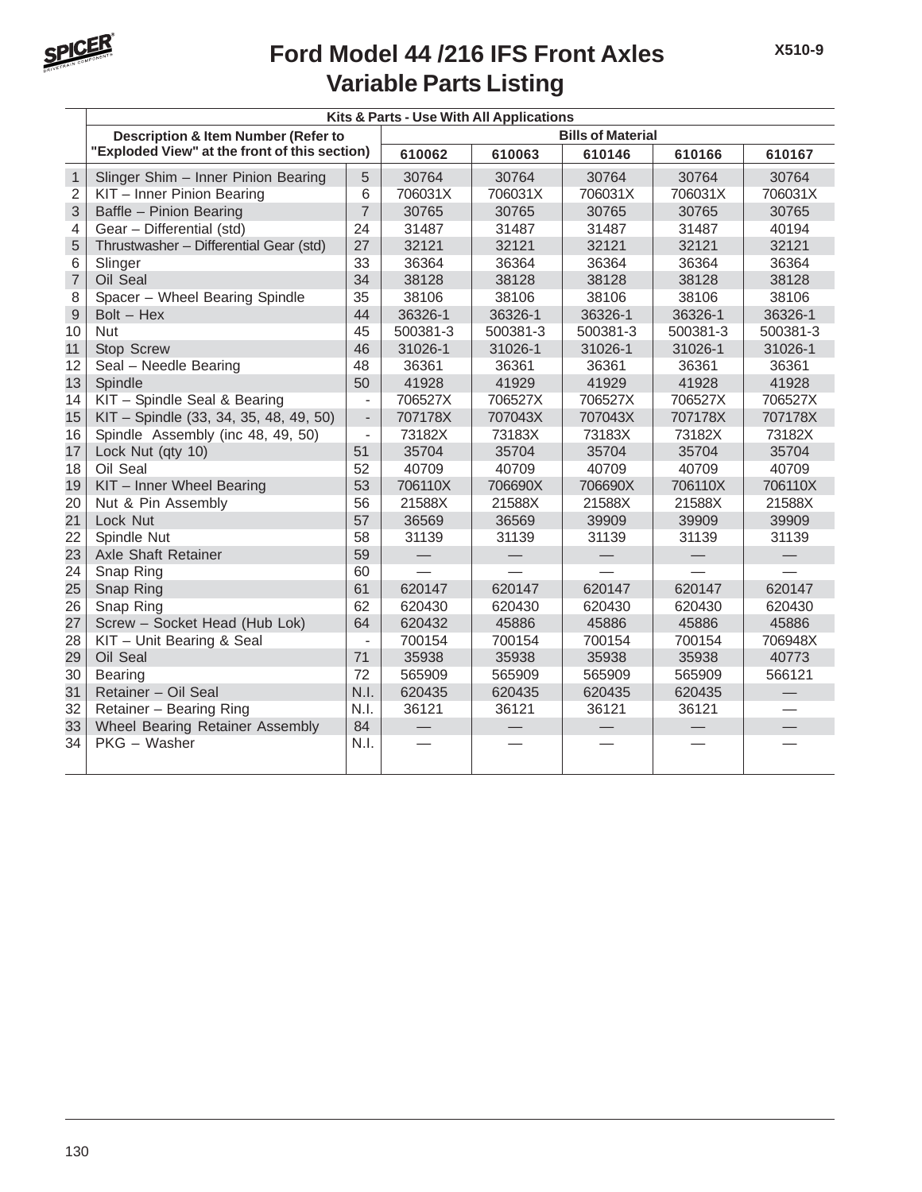# Ford Model 44 /216 IFS Front Axles
## Variable Parts Listing

| | Kits & Parts - Use With All Applications | | | | | | |
|---|---|---|---|---|---|---|---|
| | Description & Item Number (Refer to "Exploded View" at the front of this section) | | Bills of Material | | | | |
| | | | 610062 | 610063 | 610146 | 610166 | 610167 |
| 1 | Slinger Shim – Inner Pinion Bearing | 5 | 30764 | 30764 | 30764 | 30764 | 30764 |
| 2 | KIT – Inner Pinion Bearing | 6 | 706031X | 706031X | 706031X | 706031X | 706031X |
| 3 | Baffle – Pinion Bearing | 7 | 30765 | 30765 | 30765 | 30765 | 30765 |
| 4 | Gear – Differential (std) | 24 | 31487 | 31487 | 31487 | 31487 | 40194 |
| 5 | Thrustwasher – Differential Gear (std) | 27 | 32121 | 32121 | 32121 | 32121 | 32121 |
| 6 | Slinger | 33 | 36364 | 36364 | 36364 | 36364 | 36364 |
| 7 | Oil Seal | 34 | 38128 | 38128 | 38128 | 38128 | 38128 |
| 8 | Spacer – Wheel Bearing Spindle | 35 | 38106 | 38106 | 38106 | 38106 | 38106 |
| 9 | Bolt – Hex | 44 | 36326-1 | 36326-1 | 36326-1 | 36326-1 | 36326-1 |
| 10 | Nut | 45 | 500381-3 | 500381-3 | 500381-3 | 500381-3 | 500381-3 |
| 11 | Stop Screw | 46 | 31026-1 | 31026-1 | 31026-1 | 31026-1 | 31026-1 |
| 12 | Seal – Needle Bearing | 48 | 36361 | 36361 | 36361 | 36361 | 36361 |
| 13 | Spindle | 50 | 41928 | 41929 | 41929 | 41928 | 41928 |
| 14 | KIT – Spindle Seal & Bearing | - | 706527X | 706527X | 706527X | 706527X | 706527X |
| 15 | KIT – Spindle (33, 34, 35, 48, 49, 50) | - | 707178X | 707043X | 707043X | 707178X | 707178X |
| 16 | Spindle Assembly (inc 48, 49, 50) | - | 73182X | 73183X | 73183X | 73182X | 73182X |
| 17 | Lock Nut (qty 10) | 51 | 35704 | 35704 | 35704 | 35704 | 35704 |
| 18 | Oil Seal | 52 | 40709 | 40709 | 40709 | 40709 | 40709 |
| 19 | KIT – Inner Wheel Bearing | 53 | 706110X | 706690X | 706690X | 706110X | 706110X |
| 20 | Nut & Pin Assembly | 56 | 21588X | 21588X | 21588X | 21588X | 21588X |
| 21 | Lock Nut | 57 | 36569 | 36569 | 39909 | 39909 | 39909 |
| 22 | Spindle Nut | 58 | 31139 | 31139 | 31139 | 31139 | 31139 |
| 23 | Axle Shaft Retainer | 59 | — | — | — | — | — |
| 24 | Snap Ring | 60 | — | — | — | — | — |
| 25 | Snap Ring | 61 | 620147 | 620147 | 620147 | 620147 | 620147 |
| 26 | Snap Ring | 62 | 620430 | 620430 | 620430 | 620430 | 620430 |
| 27 | Screw – Socket Head (Hub Lok) | 64 | 620432 | 45886 | 45886 | 45886 | 45886 |
| 28 | KIT – Unit Bearing & Seal | - | 700154 | 700154 | 700154 | 700154 | 706948X |
| 29 | Oil Seal | 71 | 35938 | 35938 | 35938 | 35938 | 40773 |
| 30 | Bearing | 72 | 565909 | 565909 | 565909 | 565909 | 566121 |
| 31 | Retainer – Oil Seal | N.I. | 620435 | 620435 | 620435 | 620435 | — |
| 32 | Retainer – Bearing Ring | N.I. | 36121 | 36121 | 36121 | 36121 | — |
| 33 | Wheel Bearing Retainer Assembly | 84 | — | — | — | — | — |
| 34 | PKG – Washer | N.I. | — | — | — | — | — |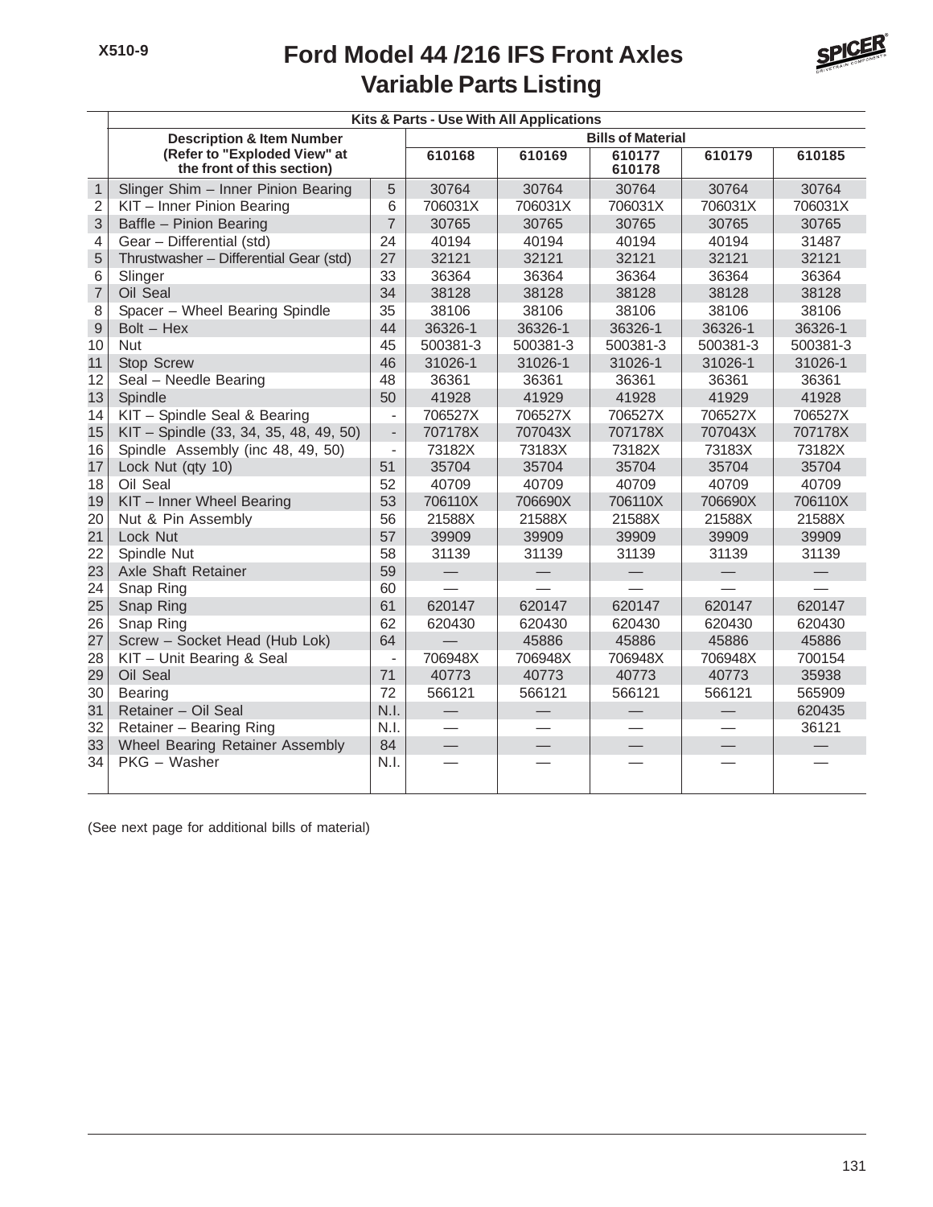# Ford Model 44 /216 IFS Front Axles
## Variable Parts Listing

| | Kits & Parts - Use With All Applications | | | | | | |
|---|---|---|---|---|---|---|---|
| | Description & Item Number (Refer to "Exploded View" at the front of this section) | | Bills of Material | | | | |
| | | | 610168 | 610169 | 610177 610178 | 610179 | 610185 |
| 1 | Slinger Shim – Inner Pinion Bearing | 5 | 30764 | 30764 | 30764 | 30764 | 30764 |
| 2 | KIT – Inner Pinion Bearing | 6 | 706031X | 706031X | 706031X | 706031X | 706031X |
| 3 | Baffle – Pinion Bearing | 7 | 30765 | 30765 | 30765 | 30765 | 30765 |
| 4 | Gear – Differential (std) | 24 | 40194 | 40194 | 40194 | 40194 | 31487 |
| 5 | Thrustwasher – Differential Gear (std) | 27 | 32121 | 32121 | 32121 | 32121 | 32121 |
| 6 | Slinger | 33 | 36364 | 36364 | 36364 | 36364 | 36364 |
| 7 | Oil Seal | 34 | 38128 | 38128 | 38128 | 38128 | 38128 |
| 8 | Spacer – Wheel Bearing Spindle | 35 | 38106 | 38106 | 38106 | 38106 | 38106 |
| 9 | Bolt – Hex | 44 | 36326-1 | 36326-1 | 36326-1 | 36326-1 | 36326-1 |
| 10 | Nut | 45 | 500381-3 | 500381-3 | 500381-3 | 500381-3 | 500381-3 |
| 11 | Stop Screw | 46 | 31026-1 | 31026-1 | 31026-1 | 31026-1 | 31026-1 |
| 12 | Seal – Needle Bearing | 48 | 36361 | 36361 | 36361 | 36361 | 36361 |
| 13 | Spindle | 50 | 41928 | 41929 | 41928 | 41929 | 41928 |
| 14 | KIT – Spindle Seal & Bearing | - | 706527X | 706527X | 706527X | 706527X | 706527X |
| 15 | KIT – Spindle (33, 34, 35, 48, 49, 50) | - | 707178X | 707043X | 707178X | 707043X | 707178X |
| 16 | Spindle Assembly (inc 48, 49, 50) | - | 73182X | 73183X | 73182X | 73183X | 73182X |
| 17 | Lock Nut (qty 10) | 51 | 35704 | 35704 | 35704 | 35704 | 35704 |
| 18 | Oil Seal | 52 | 40709 | 40709 | 40709 | 40709 | 40709 |
| 19 | KIT – Inner Wheel Bearing | 53 | 706110X | 706690X | 706110X | 706690X | 706110X |
| 20 | Nut & Pin Assembly | 56 | 21588X | 21588X | 21588X | 21588X | 21588X |
| 21 | Lock Nut | 57 | 39909 | 39909 | 39909 | 39909 | 39909 |
| 22 | Spindle Nut | 58 | 31139 | 31139 | 31139 | 31139 | 31139 |
| 23 | Axle Shaft Retainer | 59 | — | — | — | — | — |
| 24 | Snap Ring | 60 | — | — | — | — | — |
| 25 | Snap Ring | 61 | 620147 | 620147 | 620147 | 620147 | 620147 |
| 26 | Snap Ring | 62 | 620430 | 620430 | 620430 | 620430 | 620430 |
| 27 | Screw – Socket Head (Hub Lok) | 64 | — | 45886 | 45886 | 45886 | 45886 |
| 28 | KIT – Unit Bearing & Seal | - | 706948X | 706948X | 706948X | 706948X | 700154 |
| 29 | Oil Seal | 71 | 40773 | 40773 | 40773 | 40773 | 35938 |
| 30 | Bearing | 72 | 566121 | 566121 | 566121 | 566121 | 565909 |
| 31 | Retainer – Oil Seal | N.I. | — | — | — | — | 620435 |
| 32 | Retainer – Bearing Ring | N.I. | — | — | — | — | 36121 |
| 33 | Wheel Bearing Retainer Assembly | 84 | — | — | — | — | — |
| 34 | PKG – Washer | N.I. | — | — | — | — | — |

(See next page for additional bills of material)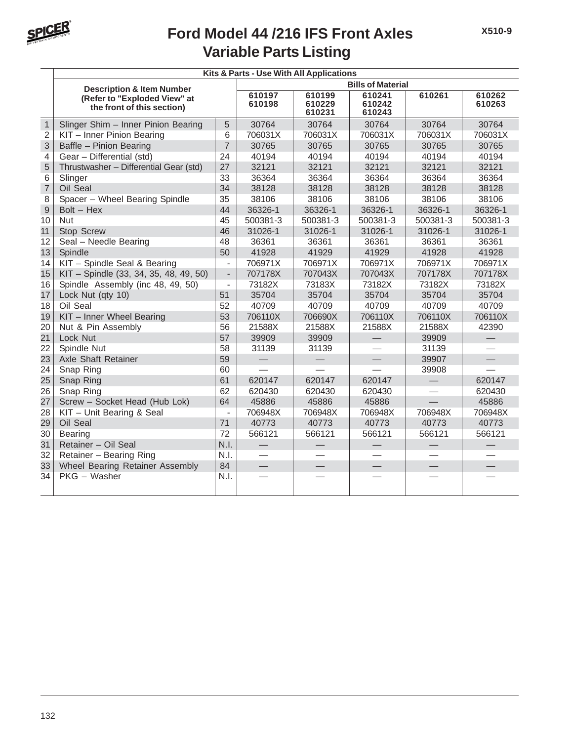# Ford Model 44 /216 IFS Front Axles
## Variable Parts Listing

X510-9

| | Kits & Parts - Use With All Applications | | | | | | |
|---|---|---|---|---|---|---|---|
| | | | Bills of Material | | | | |
| | Description & Item Number (Refer to "Exploded View" at the front of this section) | | 610197 610198 | 610199 610229 610231 | 610241 610242 610243 | 610261 | 610262 610263 |
| 1 | Slinger Shim – Inner Pinion Bearing | 5 | 30764 | 30764 | 30764 | 30764 | 30764 |
| 2 | KIT – Inner Pinion Bearing | 6 | 706031X | 706031X | 706031X | 706031X | 706031X |
| 3 | Baffle – Pinion Bearing | 7 | 30765 | 30765 | 30765 | 30765 | 30765 |
| 4 | Gear – Differential (std) | 24 | 40194 | 40194 | 40194 | 40194 | 40194 |
| 5 | Thrustwasher – Differential Gear (std) | 27 | 32121 | 32121 | 32121 | 32121 | 32121 |
| 6 | Slinger | 33 | 36364 | 36364 | 36364 | 36364 | 36364 |
| 7 | Oil Seal | 34 | 38128 | 38128 | 38128 | 38128 | 38128 |
| 8 | Spacer – Wheel Bearing Spindle | 35 | 38106 | 38106 | 38106 | 38106 | 38106 |
| 9 | Bolt – Hex | 44 | 36326-1 | 36326-1 | 36326-1 | 36326-1 | 36326-1 |
| 10 | Nut | 45 | 500381-3 | 500381-3 | 500381-3 | 500381-3 | 500381-3 |
| 11 | Stop Screw | 46 | 31026-1 | 31026-1 | 31026-1 | 31026-1 | 31026-1 |
| 12 | Seal – Needle Bearing | 48 | 36361 | 36361 | 36361 | 36361 | 36361 |
| 13 | Spindle | 50 | 41928 | 41929 | 41929 | 41928 | 41928 |
| 14 | KIT – Spindle Seal & Bearing | - | 706971X | 706971X | 706971X | 706971X | 706971X |
| 15 | KIT – Spindle (33, 34, 35, 48, 49, 50) | - | 707178X | 707043X | 707043X | 707178X | 707178X |
| 16 | Spindle Assembly (inc 48, 49, 50) | - | 73182X | 73183X | 73182X | 73182X | 73182X |
| 17 | Lock Nut (qty 10) | 51 | 35704 | 35704 | 35704 | 35704 | 35704 |
| 18 | Oil Seal | 52 | 40709 | 40709 | 40709 | 40709 | 40709 |
| 19 | KIT – Inner Wheel Bearing | 53 | 706110X | 706690X | 706110X | 706110X | 706110X |
| 20 | Nut & Pin Assembly | 56 | 21588X | 21588X | 21588X | 21588X | 42390 |
| 21 | Lock Nut | 57 | 39909 | 39909 | — | 39909 | — |
| 22 | Spindle Nut | 58 | 31139 | 31139 | — | 31139 | — |
| 23 | Axle Shaft Retainer | 59 | — | — | — | 39907 | — |
| 24 | Snap Ring | 60 | — | — | — | 39908 | — |
| 25 | Snap Ring | 61 | 620147 | 620147 | 620147 | — | 620147 |
| 26 | Snap Ring | 62 | 620430 | 620430 | 620430 | — | 620430 |
| 27 | Screw – Socket Head (Hub Lok) | 64 | 45886 | 45886 | 45886 | — | 45886 |
| 28 | KIT – Unit Bearing & Seal | - | 706948X | 706948X | 706948X | 706948X | 706948X |
| 29 | Oil Seal | 71 | 40773 | 40773 | 40773 | 40773 | 40773 |
| 30 | Bearing | 72 | 566121 | 566121 | 566121 | 566121 | 566121 |
| 31 | Retainer – Oil Seal | N.I. | — | — | — | — | — |
| 32 | Retainer – Bearing Ring | N.I. | — | — | — | — | — |
| 33 | Wheel Bearing Retainer Assembly | 84 | — | — | — | — | — |
| 34 | PKG – Washer | N.I. | — | — | — | — | — |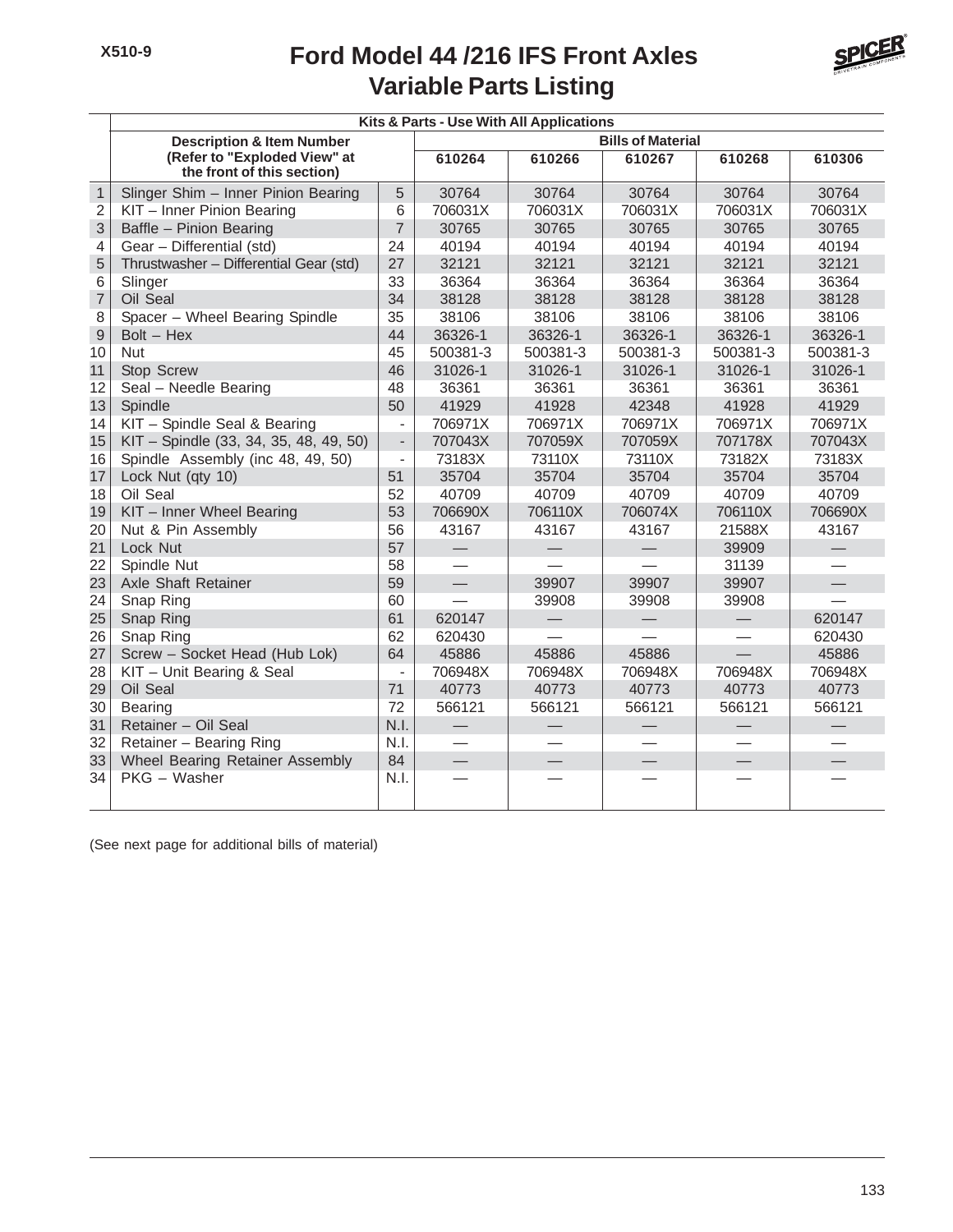# Ford Model 44 /216 IFS Front Axles
## Variable Parts Listing

X510-9

| | Kits & Parts - Use With All Applications | | | | | | |
|---|---|---|---|---|---|---|---|
| | Description & Item Number (Refer to "Exploded View" at the front of this section) | | Bills of Material | | | | |
| | | | 610264 | 610266 | 610267 | 610268 | 610306 |
| 1 | Slinger Shim – Inner Pinion Bearing | 5 | 30764 | 30764 | 30764 | 30764 | 30764 |
| 2 | KIT – Inner Pinion Bearing | 6 | 706031X | 706031X | 706031X | 706031X | 706031X |
| 3 | Baffle – Pinion Bearing | 7 | 30765 | 30765 | 30765 | 30765 | 30765 |
| 4 | Gear – Differential (std) | 24 | 40194 | 40194 | 40194 | 40194 | 40194 |
| 5 | Thrustwasher – Differential Gear (std) | 27 | 32121 | 32121 | 32121 | 32121 | 32121 |
| 6 | Slinger | 33 | 36364 | 36364 | 36364 | 36364 | 36364 |
| 7 | Oil Seal | 34 | 38128 | 38128 | 38128 | 38128 | 38128 |
| 8 | Spacer – Wheel Bearing Spindle | 35 | 38106 | 38106 | 38106 | 38106 | 38106 |
| 9 | Bolt – Hex | 44 | 36326-1 | 36326-1 | 36326-1 | 36326-1 | 36326-1 |
| 10 | Nut | 45 | 500381-3 | 500381-3 | 500381-3 | 500381-3 | 500381-3 |
| 11 | Stop Screw | 46 | 31026-1 | 31026-1 | 31026-1 | 31026-1 | 31026-1 |
| 12 | Seal – Needle Bearing | 48 | 36361 | 36361 | 36361 | 36361 | 36361 |
| 13 | Spindle | 50 | 41929 | 41928 | 42348 | 41928 | 41929 |
| 14 | KIT – Spindle Seal & Bearing | - | 706971X | 706971X | 706971X | 706971X | 706971X |
| 15 | KIT – Spindle (33, 34, 35, 48, 49, 50) | - | 707043X | 707059X | 707059X | 707178X | 707043X |
| 16 | Spindle Assembly (inc 48, 49, 50) | - | 73183X | 73110X | 73110X | 73182X | 73183X |
| 17 | Lock Nut (qty 10) | 51 | 35704 | 35704 | 35704 | 35704 | 35704 |
| 18 | Oil Seal | 52 | 40709 | 40709 | 40709 | 40709 | 40709 |
| 19 | KIT – Inner Wheel Bearing | 53 | 706690X | 706110X | 706074X | 706110X | 706690X |
| 20 | Nut & Pin Assembly | 56 | 43167 | 43167 | 43167 | 21588X | 43167 |
| 21 | Lock Nut | 57 | — | — | — | 39909 | — |
| 22 | Spindle Nut | 58 | — | — | — | 31139 | — |
| 23 | Axle Shaft Retainer | 59 | — | 39907 | 39907 | 39907 | — |
| 24 | Snap Ring | 60 | — | 39908 | 39908 | 39908 | — |
| 25 | Snap Ring | 61 | 620147 | — | — | — | 620147 |
| 26 | Snap Ring | 62 | 620430 | — | — | — | 620430 |
| 27 | Screw – Socket Head (Hub Lok) | 64 | 45886 | 45886 | 45886 | — | 45886 |
| 28 | KIT – Unit Bearing & Seal | - | 706948X | 706948X | 706948X | 706948X | 706948X |
| 29 | Oil Seal | 71 | 40773 | 40773 | 40773 | 40773 | 40773 |
| 30 | Bearing | 72 | 566121 | 566121 | 566121 | 566121 | 566121 |
| 31 | Retainer – Oil Seal | N.I. | — | — | — | — | — |
| 32 | Retainer – Bearing Ring | N.I. | — | — | — | — | — |
| 33 | Wheel Bearing Retainer Assembly | 84 | — | — | — | — | — |
| 34 | PKG – Washer | N.I. | — | — | — | — | — |

(See next page for additional bills of material)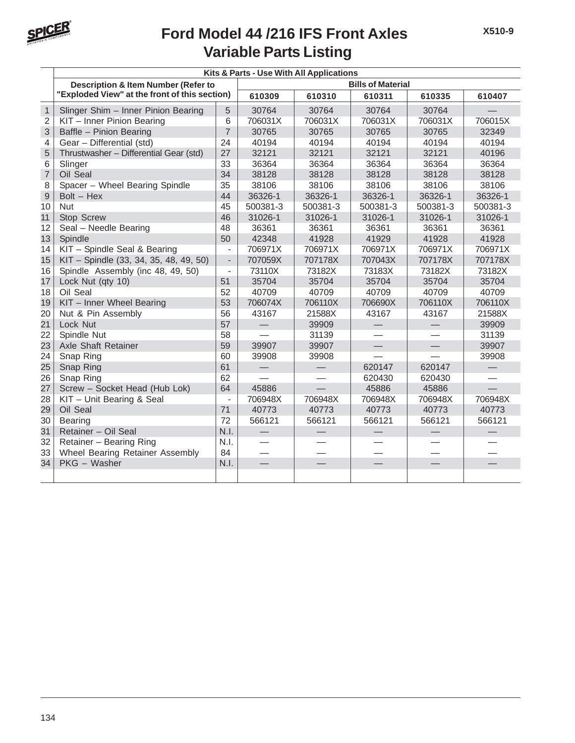# Ford Model 44 /216 IFS Front Axles
## Variable Parts Listing

X510-9

| | Kits & Parts - Use With All Applications | | | | | | |
|---|---|---|---|---|---|---|---|
| | Description & Item Number (Refer to "Exploded View" at the front of this section) | | Bills of Material | | | | |
| | | | 610309 | 610310 | 610311 | 610335 | 610407 |
| 1 | Slinger Shim – Inner Pinion Bearing | 5 | 30764 | 30764 | 30764 | 30764 | — |
| 2 | KIT – Inner Pinion Bearing | 6 | 706031X | 706031X | 706031X | 706031X | 706015X |
| 3 | Baffle – Pinion Bearing | 7 | 30765 | 30765 | 30765 | 30765 | 32349 |
| 4 | Gear – Differential (std) | 24 | 40194 | 40194 | 40194 | 40194 | 40194 |
| 5 | Thrustwasher – Differential Gear (std) | 27 | 32121 | 32121 | 32121 | 32121 | 40196 |
| 6 | Slinger | 33 | 36364 | 36364 | 36364 | 36364 | 36364 |
| 7 | Oil Seal | 34 | 38128 | 38128 | 38128 | 38128 | 38128 |
| 8 | Spacer – Wheel Bearing Spindle | 35 | 38106 | 38106 | 38106 | 38106 | 38106 |
| 9 | Bolt – Hex | 44 | 36326-1 | 36326-1 | 36326-1 | 36326-1 | 36326-1 |
| 10 | Nut | 45 | 500381-3 | 500381-3 | 500381-3 | 500381-3 | 500381-3 |
| 11 | Stop Screw | 46 | 31026-1 | 31026-1 | 31026-1 | 31026-1 | 31026-1 |
| 12 | Seal – Needle Bearing | 48 | 36361 | 36361 | 36361 | 36361 | 36361 |
| 13 | Spindle | 50 | 42348 | 41928 | 41929 | 41928 | 41928 |
| 14 | KIT – Spindle Seal & Bearing | - | 706971X | 706971X | 706971X | 706971X | 706971X |
| 15 | KIT – Spindle (33, 34, 35, 48, 49, 50) | - | 707059X | 707178X | 707043X | 707178X | 707178X |
| 16 | Spindle Assembly (inc 48, 49, 50) | - | 73110X | 73182X | 73183X | 73182X | 73182X |
| 17 | Lock Nut (qty 10) | 51 | 35704 | 35704 | 35704 | 35704 | 35704 |
| 18 | Oil Seal | 52 | 40709 | 40709 | 40709 | 40709 | 40709 |
| 19 | KIT – Inner Wheel Bearing | 53 | 706074X | 706110X | 706690X | 706110X | 706110X |
| 20 | Nut & Pin Assembly | 56 | 43167 | 21588X | 43167 | 43167 | 21588X |
| 21 | Lock Nut | 57 | — | 39909 | — | — | 39909 |
| 22 | Spindle Nut | 58 | — | 31139 | — | — | 31139 |
| 23 | Axle Shaft Retainer | 59 | 39907 | 39907 | — | — | 39907 |
| 24 | Snap Ring | 60 | 39908 | 39908 | — | — | 39908 |
| 25 | Snap Ring | 61 | — | — | 620147 | 620147 | — |
| 26 | Snap Ring | 62 | — | — | 620430 | 620430 | — |
| 27 | Screw – Socket Head (Hub Lok) | 64 | 45886 | — | 45886 | 45886 | — |
| 28 | KIT – Unit Bearing & Seal | - | 706948X | 706948X | 706948X | 706948X | 706948X |
| 29 | Oil Seal | 71 | 40773 | 40773 | 40773 | 40773 | 40773 |
| 30 | Bearing | 72 | 566121 | 566121 | 566121 | 566121 | 566121 |
| 31 | Retainer – Oil Seal | N.I. | — | — | — | — | — |
| 32 | Retainer – Bearing Ring | N.I. | — | — | — | — | — |
| 33 | Wheel Bearing Retainer Assembly | 84 | — | — | — | — | — |
| 34 | PKG – Washer | N.I. | — | — | — | — | — |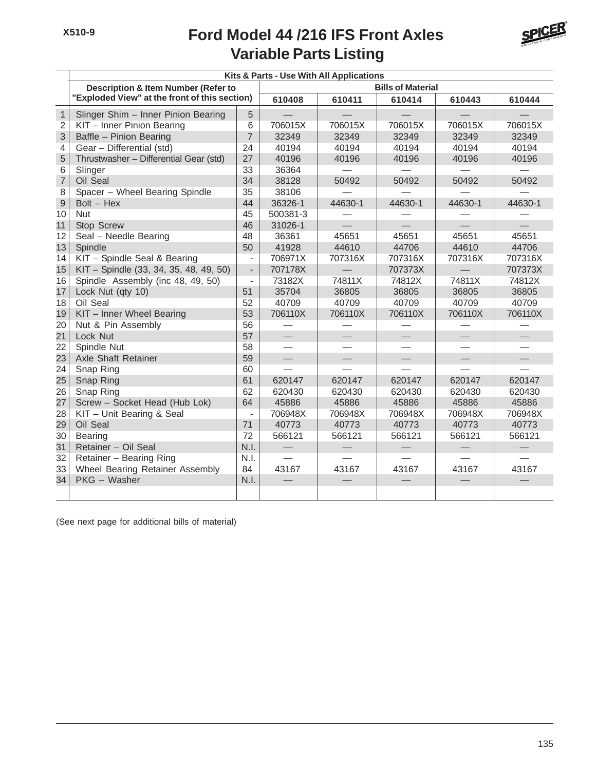# Ford Model 44 /216 IFS Front Axles
## Variable Parts Listing

| | Kits & Parts - Use With All Applications | | | | | | |
|---|---|---|---|---|---|---|---|
| | Description & Item Number (Refer to "Exploded View" at the front of this section) | | Bills of Material | | | | |
| | | | 610408 | 610411 | 610414 | 610443 | 610444 |
| 1 | Slinger Shim – Inner Pinion Bearing | 5 | — | — | — | — | — |
| 2 | KIT – Inner Pinion Bearing | 6 | 706015X | 706015X | 706015X | 706015X | 706015X |
| 3 | Baffle – Pinion Bearing | 7 | 32349 | 32349 | 32349 | 32349 | 32349 |
| 4 | Gear – Differential (std) | 24 | 40194 | 40194 | 40194 | 40194 | 40194 |
| 5 | Thrustwasher – Differential Gear (std) | 27 | 40196 | 40196 | 40196 | 40196 | 40196 |
| 6 | Slinger | 33 | 36364 | — | — | — | — |
| 7 | Oil Seal | 34 | 38128 | 50492 | 50492 | 50492 | 50492 |
| 8 | Spacer – Wheel Bearing Spindle | 35 | 38106 | — | — | — | — |
| 9 | Bolt – Hex | 44 | 36326-1 | 44630-1 | 44630-1 | 44630-1 | 44630-1 |
| 10 | Nut | 45 | 500381-3 | — | — | — | — |
| 11 | Stop Screw | 46 | 31026-1 | — | — | — | — |
| 12 | Seal – Needle Bearing | 48 | 36361 | 45651 | 45651 | 45651 | 45651 |
| 13 | Spindle | 50 | 41928 | 44610 | 44706 | 44610 | 44706 |
| 14 | KIT – Spindle Seal & Bearing | - | 706971X | 707316X | 707316X | 707316X | 707316X |
| 15 | KIT – Spindle (33, 34, 35, 48, 49, 50) | - | 707178X | — | 707373X | — | 707373X |
| 16 | Spindle Assembly (inc 48, 49, 50) | - | 73182X | 74811X | 74812X | 74811X | 74812X |
| 17 | Lock Nut (qty 10) | 51 | 35704 | 36805 | 36805 | 36805 | 36805 |
| 18 | Oil Seal | 52 | 40709 | 40709 | 40709 | 40709 | 40709 |
| 19 | KIT – Inner Wheel Bearing | 53 | 706110X | 706110X | 706110X | 706110X | 706110X |
| 20 | Nut & Pin Assembly | 56 | — | — | — | — | — |
| 21 | Lock Nut | 57 | — | — | — | — | — |
| 22 | Spindle Nut | 58 | — | — | — | — | — |
| 23 | Axle Shaft Retainer | 59 | — | — | — | — | — |
| 24 | Snap Ring | 60 | — | — | — | — | — |
| 25 | Snap Ring | 61 | 620147 | 620147 | 620147 | 620147 | 620147 |
| 26 | Snap Ring | 62 | 620430 | 620430 | 620430 | 620430 | 620430 |
| 27 | Screw – Socket Head (Hub Lok) | 64 | 45886 | 45886 | 45886 | 45886 | 45886 |
| 28 | KIT – Unit Bearing & Seal | - | 706948X | 706948X | 706948X | 706948X | 706948X |
| 29 | Oil Seal | 71 | 40773 | 40773 | 40773 | 40773 | 40773 |
| 30 | Bearing | 72 | 566121 | 566121 | 566121 | 566121 | 566121 |
| 31 | Retainer – Oil Seal | N.I. | — | — | — | — | — |
| 32 | Retainer – Bearing Ring | N.I. | — | — | — | — | — |
| 33 | Wheel Bearing Retainer Assembly | 84 | 43167 | 43167 | 43167 | 43167 | 43167 |
| 34 | PKG – Washer | N.I. | — | — | — | — | — |

(See next page for additional bills of material)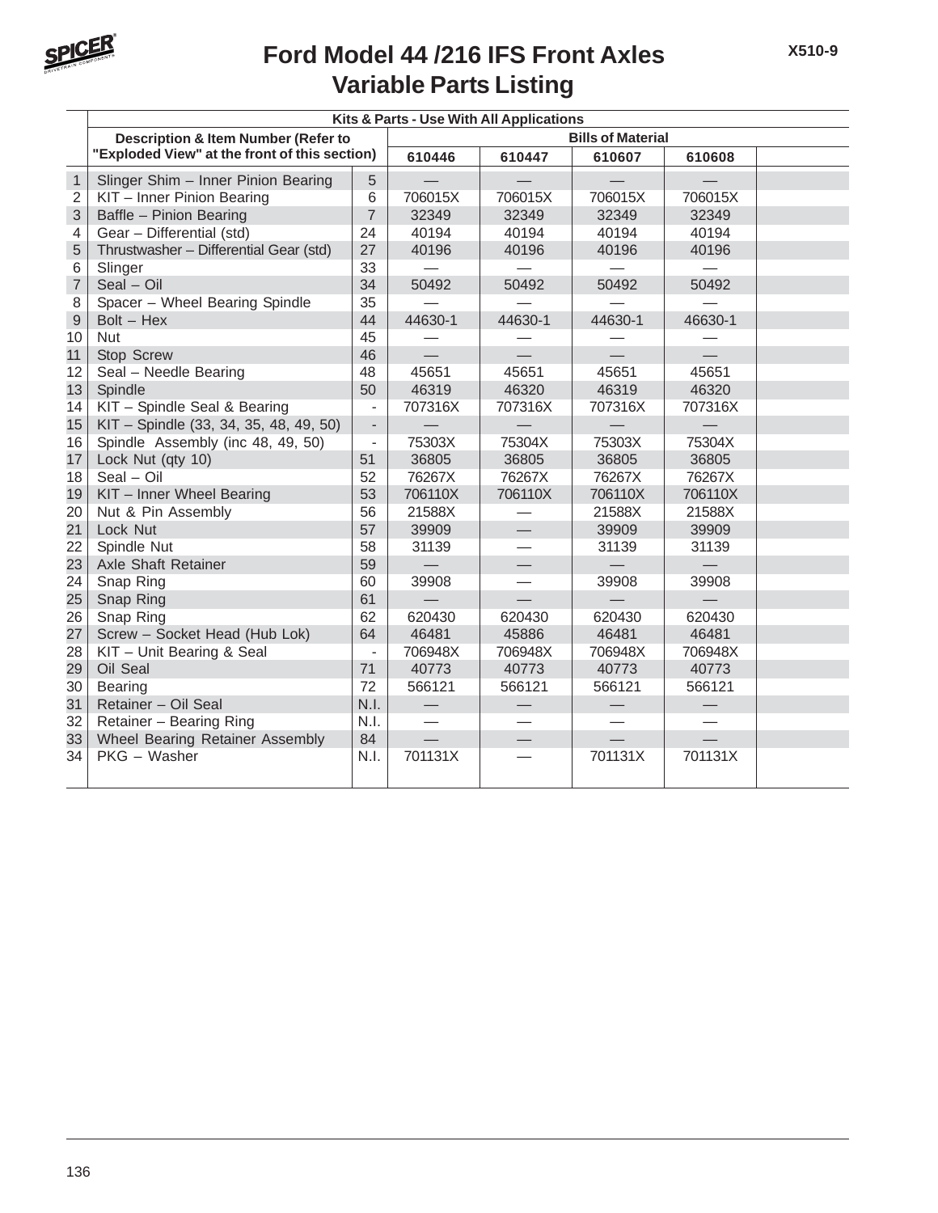# Ford Model 44 /216 IFS Front Axles
## Variable Parts Listing

| | Kits & Parts - Use With All Applications | | | | | | |
|---|---|---|---|---|---|---|---|
| | Description & Item Number (Refer to "Exploded View" at the front of this section) | | Bills of Material | | | | |
| | | | 610446 | 610447 | 610607 | 610608 | |
| 1 | Slinger Shim – Inner Pinion Bearing | 5 | — | — | — | — | |
| 2 | KIT – Inner Pinion Bearing | 6 | 706015X | 706015X | 706015X | 706015X | |
| 3 | Baffle – Pinion Bearing | 7 | 32349 | 32349 | 32349 | 32349 | |
| 4 | Gear – Differential (std) | 24 | 40194 | 40194 | 40194 | 40194 | |
| 5 | Thrustwasher – Differential Gear (std) | 27 | 40196 | 40196 | 40196 | 40196 | |
| 6 | Slinger | 33 | — | — | — | — | |
| 7 | Seal – Oil | 34 | 50492 | 50492 | 50492 | 50492 | |
| 8 | Spacer – Wheel Bearing Spindle | 35 | — | — | — | — | |
| 9 | Bolt – Hex | 44 | 44630-1 | 44630-1 | 44630-1 | 46630-1 | |
| 10 | Nut | 45 | — | — | — | — | |
| 11 | Stop Screw | 46 | — | — | — | — | |
| 12 | Seal – Needle Bearing | 48 | 45651 | 45651 | 45651 | 45651 | |
| 13 | Spindle | 50 | 46319 | 46320 | 46319 | 46320 | |
| 14 | KIT – Spindle Seal & Bearing | - | 707316X | 707316X | 707316X | 707316X | |
| 15 | KIT – Spindle (33, 34, 35, 48, 49, 50) | - | — | — | — | — | |
| 16 | Spindle Assembly (inc 48, 49, 50) | - | 75303X | 75304X | 75303X | 75304X | |
| 17 | Lock Nut (qty 10) | 51 | 36805 | 36805 | 36805 | 36805 | |
| 18 | Seal – Oil | 52 | 76267X | 76267X | 76267X | 76267X | |
| 19 | KIT – Inner Wheel Bearing | 53 | 706110X | 706110X | 706110X | 706110X | |
| 20 | Nut & Pin Assembly | 56 | 21588X | — | 21588X | 21588X | |
| 21 | Lock Nut | 57 | 39909 | — | 39909 | 39909 | |
| 22 | Spindle Nut | 58 | 31139 | — | 31139 | 31139 | |
| 23 | Axle Shaft Retainer | 59 | — | — | — | — | |
| 24 | Snap Ring | 60 | 39908 | — | 39908 | 39908 | |
| 25 | Snap Ring | 61 | — | — | — | — | |
| 26 | Snap Ring | 62 | 620430 | 620430 | 620430 | 620430 | |
| 27 | Screw – Socket Head (Hub Lok) | 64 | 46481 | 45886 | 46481 | 46481 | |
| 28 | KIT – Unit Bearing & Seal | - | 706948X | 706948X | 706948X | 706948X | |
| 29 | Oil Seal | 71 | 40773 | 40773 | 40773 | 40773 | |
| 30 | Bearing | 72 | 566121 | 566121 | 566121 | 566121 | |
| 31 | Retainer – Oil Seal | N.I. | — | — | — | — | |
| 32 | Retainer – Bearing Ring | N.I. | — | — | — | — | |
| 33 | Wheel Bearing Retainer Assembly | 84 | — | — | — | — | |
| 34 | PKG – Washer | N.I. | 701131X | — | 701131X | 701131X | |